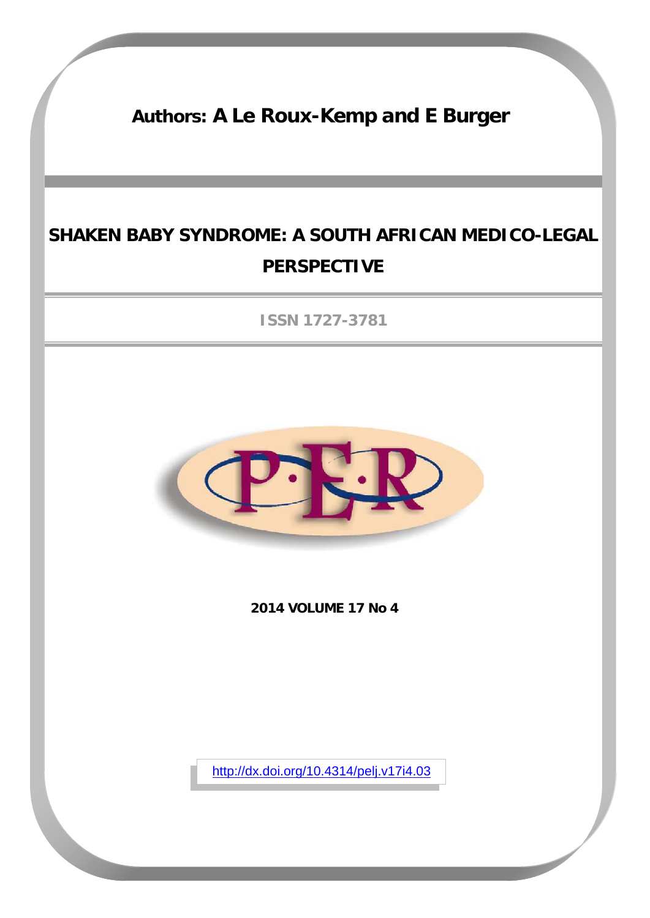**Authors: A Le Roux-Kemp and E Burger**

# SHAKEN BABY SYNDROME: A SOUTH AFRICAN MEDICO-LEGAL PERSPECTIVE

ISSN 1727-3781

**2014 VOLUME 17 No 4**

http://dx.doi.org/10.4314/pelj.v17i4.03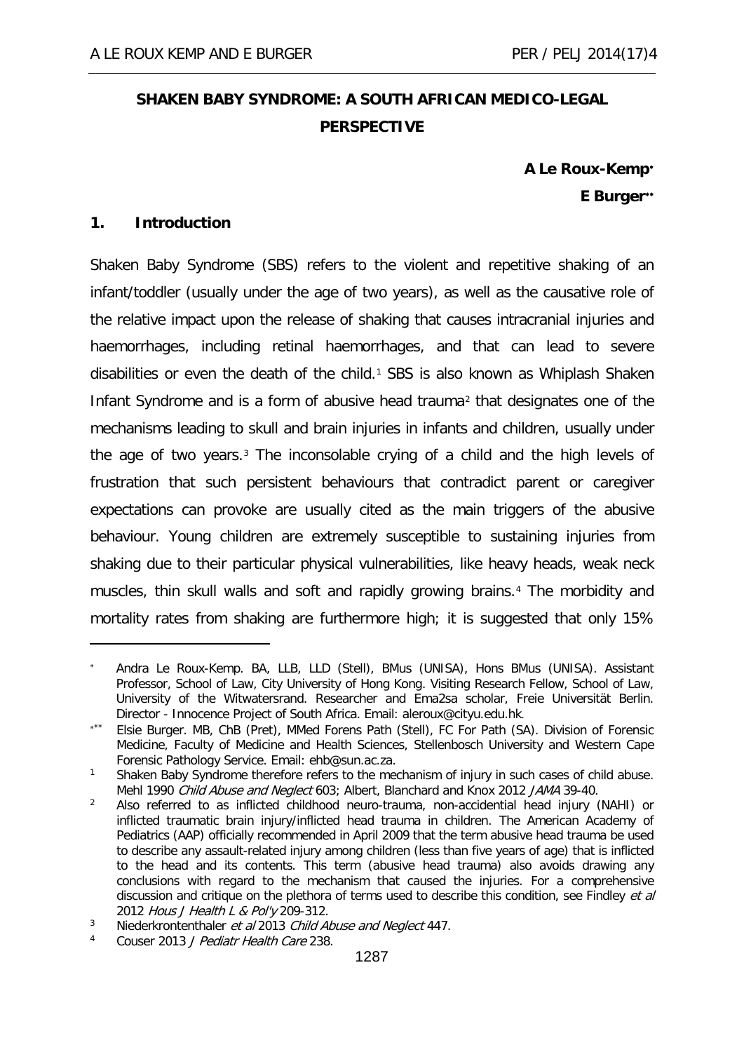# SHAKEN BABY SYNDROME: A SOUTH AFRICAN MEDICO-LEGAL PERSPECTIVE

**A Le Roux-Kemp***

**E Burger****

## 1. Introduction

Shaken Baby Syndrome (SBS) refers to the violent and repetitive shaking of an infant/toddler (usually under the age of two years), as well as the causative role of the relative impact upon the release of shaking that causes intracranial injuries and haemorrhages, including retinal haemorrhages, and that can lead to severe disabilities or even the death of the child.[1] SBS is also known as Whiplash Shaken Infant Syndrome and is a form of abusive head trauma[2] that designates one of the mechanisms leading to skull and brain injuries in infants and children, usually under the age of two years.[3] The inconsolable crying of a child and the high levels of frustration that such persistent behaviours that contradict parent or caregiver expectations can provoke are usually cited as the main triggers of the abusive behaviour. Young children are extremely susceptible to sustaining injuries from shaking due to their particular physical vulnerabilities, like heavy heads, weak neck muscles, thin skull walls and soft and rapidly growing brains.[4] The morbidity and mortality rates from shaking are furthermore high; it is suggested that only 15%

---

\* Andra Le Roux-Kemp. BA, LLB, LLD (Stell), BMus (UNISA), Hons BMus (UNISA). Assistant Professor, School of Law, City University of Hong Kong. Visiting Research Fellow, School of Law, University of the Witwatersrand. Researcher and Ema2sa scholar, Freie Universität Berlin. Director - Innocence Project of South Africa. Email: aleroux@cityu.edu.hk.

\*\* Elsie Burger. MB, ChB (Pret), MMed Forens Path (Stell), FC For Path (SA). Division of Forensic Medicine, Faculty of Medicine and Health Sciences, Stellenbosch University and Western Cape Forensic Pathology Service. Email: ehb@sun.ac.za.

[1] Shaken Baby Syndrome therefore refers to the mechanism of injury in such cases of child abuse. Mehl 1990 *Child Abuse and Neglect* 603; Albert, Blanchard and Knox 2012 *JAMA* 39-40.

[2] Also referred to as inflicted childhood neuro-trauma, non-accidential head injury (NAHI) or inflicted traumatic brain injury/inflicted head trauma in children. The American Academy of Pediatrics (AAP) officially recommended in April 2009 that the term abusive head trauma be used to describe any assault-related injury among children (less than five years of age) that is inflicted to the head and its contents. This term (abusive head trauma) also avoids drawing any conclusions with regard to the mechanism that caused the injuries. For a comprehensive discussion and critique on the plethora of terms used to describe this condition, see Findley *et al* 2012 *Hous J Health L & Pol'y* 209-312.

[3] Niederkrontenthaler *et al* 2013 *Child Abuse and Neglect* 447.

[4] Couser 2013 *J Pediatr Health Care* 238.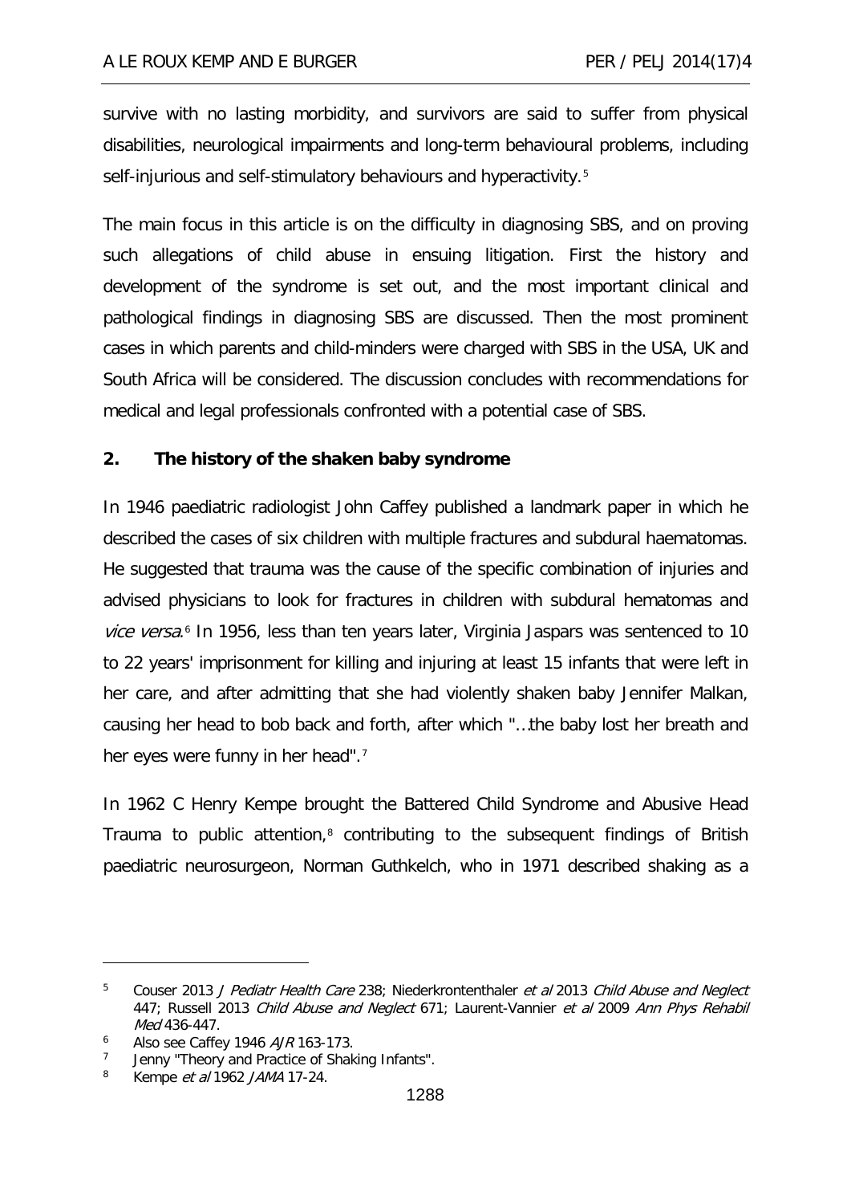survive with no lasting morbidity, and survivors are said to suffer from physical disabilities, neurological impairments and long-term behavioural problems, including self-injurious and self-stimulatory behaviours and hyperactivity.[5]

The main focus in this article is on the difficulty in diagnosing SBS, and on proving such allegations of child abuse in ensuing litigation. First the history and development of the syndrome is set out, and the most important clinical and pathological findings in diagnosing SBS are discussed. Then the most prominent cases in which parents and child-minders were charged with SBS in the USA, UK and South Africa will be considered. The discussion concludes with recommendations for medical and legal professionals confronted with a potential case of SBS.

## 2. The history of the shaken baby syndrome

In 1946 paediatric radiologist John Caffey published a landmark paper in which he described the cases of six children with multiple fractures and subdural haematomas. He suggested that trauma was the cause of the specific combination of injuries and advised physicians to look for fractures in children with subdural hematomas and *vice versa*.[6] In 1956, less than ten years later, Virginia Jaspars was sentenced to 10 to 22 years' imprisonment for killing and injuring at least 15 infants that were left in her care, and after admitting that she had violently shaken baby Jennifer Malkan, causing her head to bob back and forth, after which "…the baby lost her breath and her eyes were funny in her head".[7]

In 1962 C Henry Kempe brought the Battered Child Syndrome and Abusive Head Trauma to public attention,[8] contributing to the subsequent findings of British paediatric neurosurgeon, Norman Guthkelch, who in 1971 described shaking as a

---

[5] Couser 2013 *J Pediatr Health Care* 238; Niederkrontenthaler *et al* 2013 *Child Abuse and Neglect* 447; Russell 2013 *Child Abuse and Neglect* 671; Laurent-Vannier *et al* 2009 *Ann Phys Rehabil Med* 436-447.

[6] Also see Caffey 1946 *AJR* 163-173.

[7] Jenny "Theory and Practice of Shaking Infants".

[8] Kempe *et al* 1962 *JAMA* 17-24.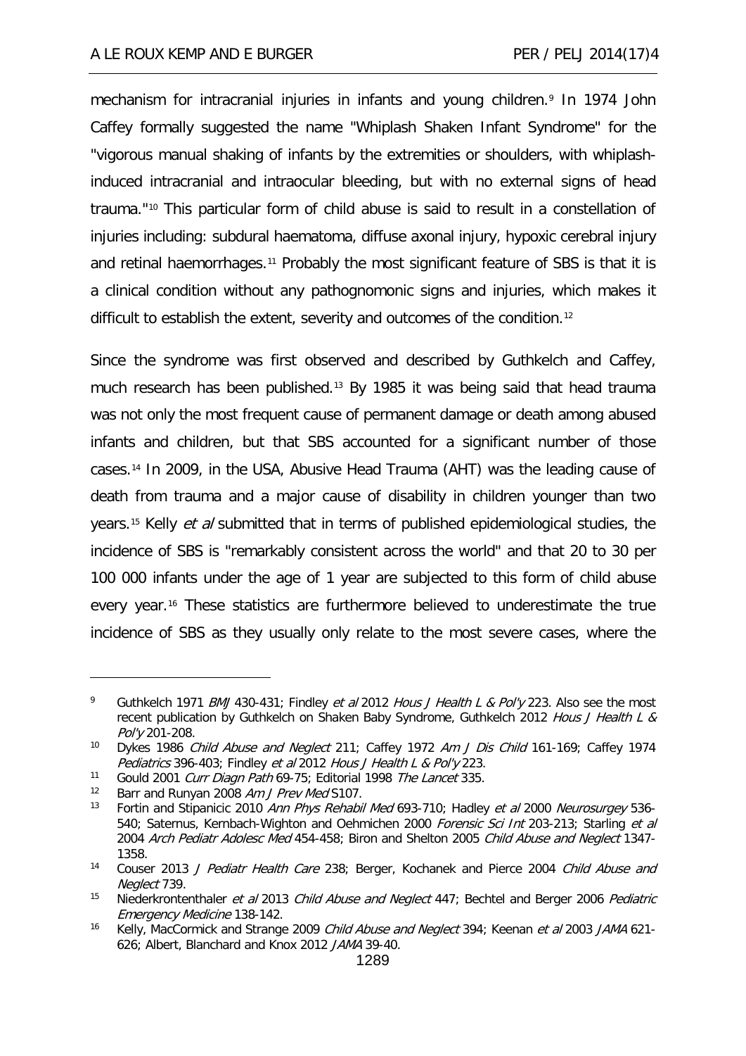mechanism for intracranial injuries in infants and young children.[9] In 1974 John Caffey formally suggested the name "Whiplash Shaken Infant Syndrome" for the "vigorous manual shaking of infants by the extremities or shoulders, with whiplash-induced intracranial and intraocular bleeding, but with no external signs of head trauma."[10] This particular form of child abuse is said to result in a constellation of injuries including: subdural haematoma, diffuse axonal injury, hypoxic cerebral injury and retinal haemorrhages.[11] Probably the most significant feature of SBS is that it is a clinical condition without any pathognomonic signs and injuries, which makes it difficult to establish the extent, severity and outcomes of the condition.[12]

Since the syndrome was first observed and described by Guthkelch and Caffey, much research has been published.[13] By 1985 it was being said that head trauma was not only the most frequent cause of permanent damage or death among abused infants and children, but that SBS accounted for a significant number of those cases.[14] In 2009, in the USA, Abusive Head Trauma (AHT) was the leading cause of death from trauma and a major cause of disability in children younger than two years.[15] Kelly *et al* submitted that in terms of published epidemiological studies, the incidence of SBS is "remarkably consistent across the world" and that 20 to 30 per 100 000 infants under the age of 1 year are subjected to this form of child abuse every year.[16] These statistics are furthermore believed to underestimate the true incidence of SBS as they usually only relate to the most severe cases, where the

---

[9] Guthkelch 1971 *BMJ* 430-431; Findley *et al* 2012 *Hous J Health L & Pol'y* 223. Also see the most recent publication by Guthkelch on Shaken Baby Syndrome, Guthkelch 2012 *Hous J Health L & Pol'y* 201-208.

[10] Dykes 1986 *Child Abuse and Neglect* 211; Caffey 1972 *Am J Dis Child* 161-169; Caffey 1974 *Pediatrics* 396-403; Findley *et al* 2012 *Hous J Health L & Pol'y* 223.

[11] Gould 2001 *Curr Diagn Path* 69-75; Editorial 1998 *The Lancet* 335.

[12] Barr and Runyan 2008 *Am J Prev Med* S107.

[13] Fortin and Stipanicic 2010 *Ann Phys Rehabil Med* 693-710; Hadley *et al* 2000 *Neurosurgey* 536-540; Saternus, Kernbach-Wighton and Oehmichen 2000 *Forensic Sci Int* 203-213; Starling *et al* 2004 *Arch Pediatr Adolesc Med* 454-458; Biron and Shelton 2005 *Child Abuse and Neglect* 1347-1358.

[14] Couser 2013 *J Pediatr Health Care* 238; Berger, Kochanek and Pierce 2004 *Child Abuse and Neglect* 739.

[15] Niederkrontenthaler *et al* 2013 *Child Abuse and Neglect* 447; Bechtel and Berger 2006 *Pediatric Emergency Medicine* 138-142.

[16] Kelly, MacCormick and Strange 2009 *Child Abuse and Neglect* 394; Keenan *et al* 2003 *JAMA* 621-626; Albert, Blanchard and Knox 2012 *JAMA* 39-40.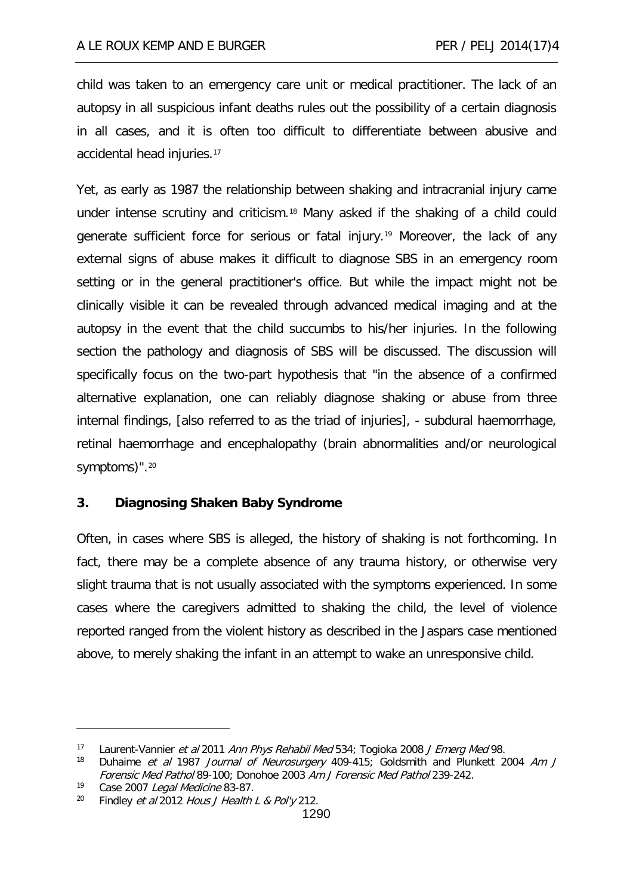child was taken to an emergency care unit or medical practitioner. The lack of an autopsy in all suspicious infant deaths rules out the possibility of a certain diagnosis in all cases, and it is often too difficult to differentiate between abusive and accidental head injuries.[17]

Yet, as early as 1987 the relationship between shaking and intracranial injury came under intense scrutiny and criticism.[18] Many asked if the shaking of a child could generate sufficient force for serious or fatal injury.[19] Moreover, the lack of any external signs of abuse makes it difficult to diagnose SBS in an emergency room setting or in the general practitioner's office. But while the impact might not be clinically visible it can be revealed through advanced medical imaging and at the autopsy in the event that the child succumbs to his/her injuries. In the following section the pathology and diagnosis of SBS will be discussed. The discussion will specifically focus on the two-part hypothesis that "in the absence of a confirmed alternative explanation, one can reliably diagnose shaking or abuse from three internal findings, [also referred to as the triad of injuries], - subdural haemorrhage, retinal haemorrhage and encephalopathy (brain abnormalities and/or neurological symptoms)".[20]

## 3. Diagnosing Shaken Baby Syndrome

Often, in cases where SBS is alleged, the history of shaking is not forthcoming. In fact, there may be a complete absence of any trauma history, or otherwise very slight trauma that is not usually associated with the symptoms experienced. In some cases where the caregivers admitted to shaking the child, the level of violence reported ranged from the violent history as described in the Jaspars case mentioned above, to merely shaking the infant in an attempt to wake an unresponsive child.

---

[17] Laurent-Vannier *et al* 2011 *Ann Phys Rehabil Med* 534; Togioka 2008 *J Emerg Med* 98.

[18] Duhaime *et al* 1987 *Journal of Neurosurgery* 409-415; Goldsmith and Plunkett 2004 *Am J Forensic Med Pathol* 89-100; Donohoe 2003 *Am J Forensic Med Pathol* 239-242.

[19] Case 2007 *Legal Medicine* 83-87.

[20] Findley *et al* 2012 *Hous J Health L & Pol'y* 212.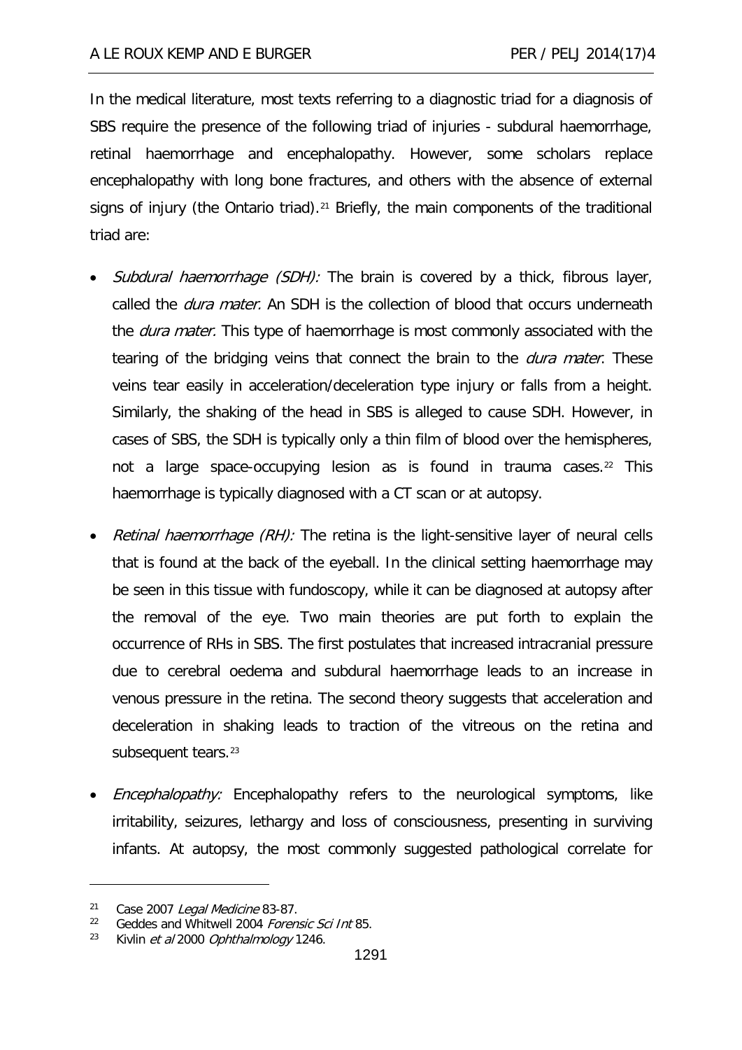In the medical literature, most texts referring to a diagnostic triad for a diagnosis of SBS require the presence of the following triad of injuries - subdural haemorrhage, retinal haemorrhage and encephalopathy. However, some scholars replace encephalopathy with long bone fractures, and others with the absence of external signs of injury (the Ontario triad).[21] Briefly, the main components of the traditional triad are:

- *Subdural haemorrhage (SDH):* The brain is covered by a thick, fibrous layer, called the *dura mater.* An SDH is the collection of blood that occurs underneath the *dura mater.* This type of haemorrhage is most commonly associated with the tearing of the bridging veins that connect the brain to the *dura mater*. These veins tear easily in acceleration/deceleration type injury or falls from a height. Similarly, the shaking of the head in SBS is alleged to cause SDH. However, in cases of SBS, the SDH is typically only a thin film of blood over the hemispheres, not a large space-occupying lesion as is found in trauma cases.[22] This haemorrhage is typically diagnosed with a CT scan or at autopsy.
- *Retinal haemorrhage (RH):* The retina is the light-sensitive layer of neural cells that is found at the back of the eyeball. In the clinical setting haemorrhage may be seen in this tissue with fundoscopy, while it can be diagnosed at autopsy after the removal of the eye. Two main theories are put forth to explain the occurrence of RHs in SBS. The first postulates that increased intracranial pressure due to cerebral oedema and subdural haemorrhage leads to an increase in venous pressure in the retina. The second theory suggests that acceleration and deceleration in shaking leads to traction of the vitreous on the retina and subsequent tears.[23]
- *Encephalopathy:* Encephalopathy refers to the neurological symptoms, like irritability, seizures, lethargy and loss of consciousness, presenting in surviving infants. At autopsy, the most commonly suggested pathological correlate for

---

[21] Case 2007 *Legal Medicine* 83-87.

[22] Geddes and Whitwell 2004 *Forensic Sci Int* 85.

[23] Kivlin *et al* 2000 *Ophthalmology* 1246.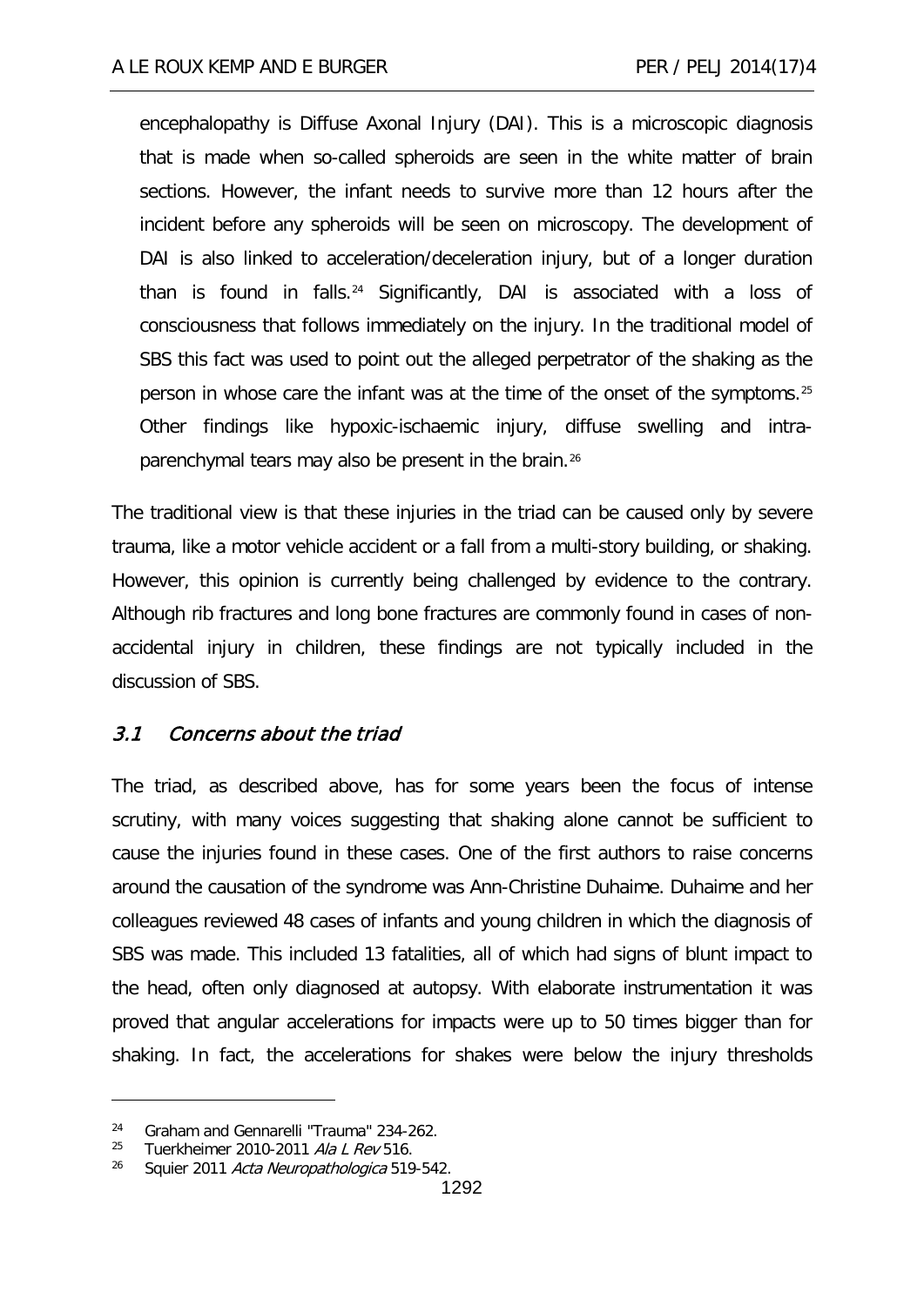encephalopathy is Diffuse Axonal Injury (DAI). This is a microscopic diagnosis that is made when so-called spheroids are seen in the white matter of brain sections. However, the infant needs to survive more than 12 hours after the incident before any spheroids will be seen on microscopy. The development of DAI is also linked to acceleration/deceleration injury, but of a longer duration than is found in falls.[24] Significantly, DAI is associated with a loss of consciousness that follows immediately on the injury. In the traditional model of SBS this fact was used to point out the alleged perpetrator of the shaking as the person in whose care the infant was at the time of the onset of the symptoms.[25] Other findings like hypoxic-ischaemic injury, diffuse swelling and intra-parenchymal tears may also be present in the brain.[26]

The traditional view is that these injuries in the triad can be caused only by severe trauma, like a motor vehicle accident or a fall from a multi-story building, or shaking. However, this opinion is currently being challenged by evidence to the contrary. Although rib fractures and long bone fractures are commonly found in cases of non-accidental injury in children, these findings are not typically included in the discussion of SBS.

### 3.1 *Concerns about the triad*

The triad, as described above, has for some years been the focus of intense scrutiny, with many voices suggesting that shaking alone cannot be sufficient to cause the injuries found in these cases. One of the first authors to raise concerns around the causation of the syndrome was Ann-Christine Duhaime. Duhaime and her colleagues reviewed 48 cases of infants and young children in which the diagnosis of SBS was made. This included 13 fatalities, all of which had signs of blunt impact to the head, often only diagnosed at autopsy. With elaborate instrumentation it was proved that angular accelerations for impacts were up to 50 times bigger than for shaking. In fact, the accelerations for shakes were below the injury thresholds

---

[24] Graham and Gennarelli "Trauma" 234-262.

[25] Tuerkheimer 2010-2011 *Ala L Rev* 516.

[26] Squier 2011 *Acta Neuropathologica* 519-542.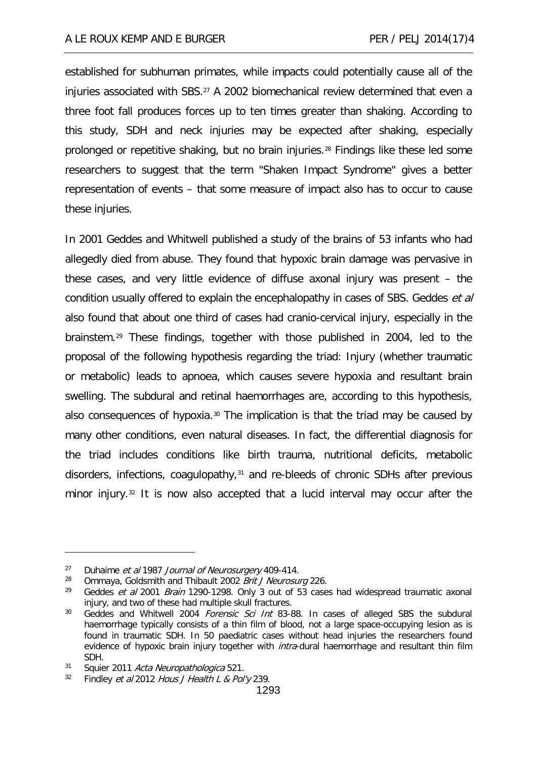established for subhuman primates, while impacts could potentially cause all of the injuries associated with SBS.[27] A 2002 biomechanical review determined that even a three foot fall produces forces up to ten times greater than shaking. According to this study, SDH and neck injuries may be expected after shaking, especially prolonged or repetitive shaking, but no brain injuries.[28] Findings like these led some researchers to suggest that the term "Shaken Impact Syndrome" gives a better representation of events – that some measure of impact also has to occur to cause these injuries.

In 2001 Geddes and Whitwell published a study of the brains of 53 infants who had allegedly died from abuse. They found that hypoxic brain damage was pervasive in these cases, and very little evidence of diffuse axonal injury was present – the condition usually offered to explain the encephalopathy in cases of SBS. Geddes *et al* also found that about one third of cases had cranio-cervical injury, especially in the brainstem.[29] These findings, together with those published in 2004, led to the proposal of the following hypothesis regarding the triad: Injury (whether traumatic or metabolic) leads to apnoea, which causes severe hypoxia and resultant brain swelling. The subdural and retinal haemorrhages are, according to this hypothesis, also consequences of hypoxia.[30] The implication is that the triad may be caused by many other conditions, even natural diseases. In fact, the differential diagnosis for the triad includes conditions like birth trauma, nutritional deficits, metabolic disorders, infections, coagulopathy,[31] and re-bleeds of chronic SDHs after previous minor injury.[32] It is now also accepted that a lucid interval may occur after the

---

[27] Duhaime *et al* 1987 *Journal of Neurosurgery* 409-414.

[28] Ommaya, Goldsmith and Thibault 2002 *Brit J Neurosurg* 226.

[29] Geddes *et al* 2001 *Brain* 1290-1298. Only 3 out of 53 cases had widespread traumatic axonal injury, and two of these had multiple skull fractures.

[30] Geddes and Whitwell 2004 *Forensic Sci Int* 83-88. In cases of alleged SBS the subdural haemorrhage typically consists of a thin film of blood, not a large space-occupying lesion as is found in traumatic SDH. In 50 paediatric cases without head injuries the researchers found evidence of hypoxic brain injury together with *intra*-dural haemorrhage and resultant thin film SDH.

[31] Squier 2011 *Acta Neuropathologica* 521.

[32] Findley *et al* 2012 *Hous J Health L & Pol'y* 239.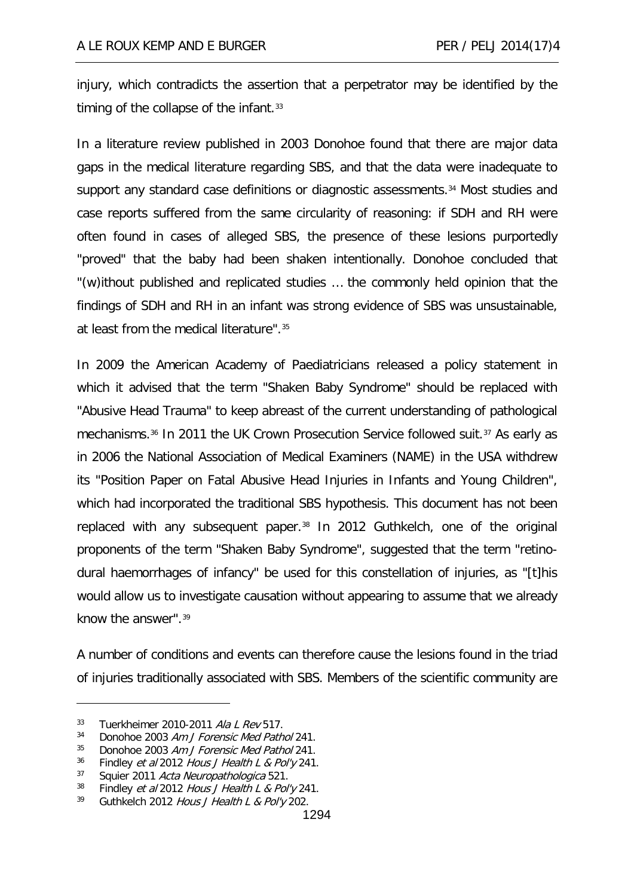injury, which contradicts the assertion that a perpetrator may be identified by the timing of the collapse of the infant.[33]

In a literature review published in 2003 Donohoe found that there are major data gaps in the medical literature regarding SBS, and that the data were inadequate to support any standard case definitions or diagnostic assessments.[34] Most studies and case reports suffered from the same circularity of reasoning: if SDH and RH were often found in cases of alleged SBS, the presence of these lesions purportedly "proved" that the baby had been shaken intentionally. Donohoe concluded that "(w)ithout published and replicated studies … the commonly held opinion that the findings of SDH and RH in an infant was strong evidence of SBS was unsustainable, at least from the medical literature".[35]

In 2009 the American Academy of Paediatricians released a policy statement in which it advised that the term "Shaken Baby Syndrome" should be replaced with "Abusive Head Trauma" to keep abreast of the current understanding of pathological mechanisms.[36] In 2011 the UK Crown Prosecution Service followed suit.[37] As early as in 2006 the National Association of Medical Examiners (NAME) in the USA withdrew its "Position Paper on Fatal Abusive Head Injuries in Infants and Young Children", which had incorporated the traditional SBS hypothesis. This document has not been replaced with any subsequent paper.[38] In 2012 Guthkelch, one of the original proponents of the term "Shaken Baby Syndrome", suggested that the term "retino-dural haemorrhages of infancy" be used for this constellation of injuries, as "[t]his would allow us to investigate causation without appearing to assume that we already know the answer".[39]

A number of conditions and events can therefore cause the lesions found in the triad of injuries traditionally associated with SBS. Members of the scientific community are

---

33 Tuerkheimer 2010-2011 *Ala L Rev* 517.
34 Donohoe 2003 *Am J Forensic Med Pathol* 241.
35 Donohoe 2003 *Am J Forensic Med Pathol* 241.
36 Findley *et al* 2012 *Hous J Health L & Pol'y* 241.
37 Squier 2011 *Acta Neuropathologica* 521.
38 Findley *et al* 2012 *Hous J Health L & Pol'y* 241.
39 Guthkelch 2012 *Hous J Health L & Pol'y* 202.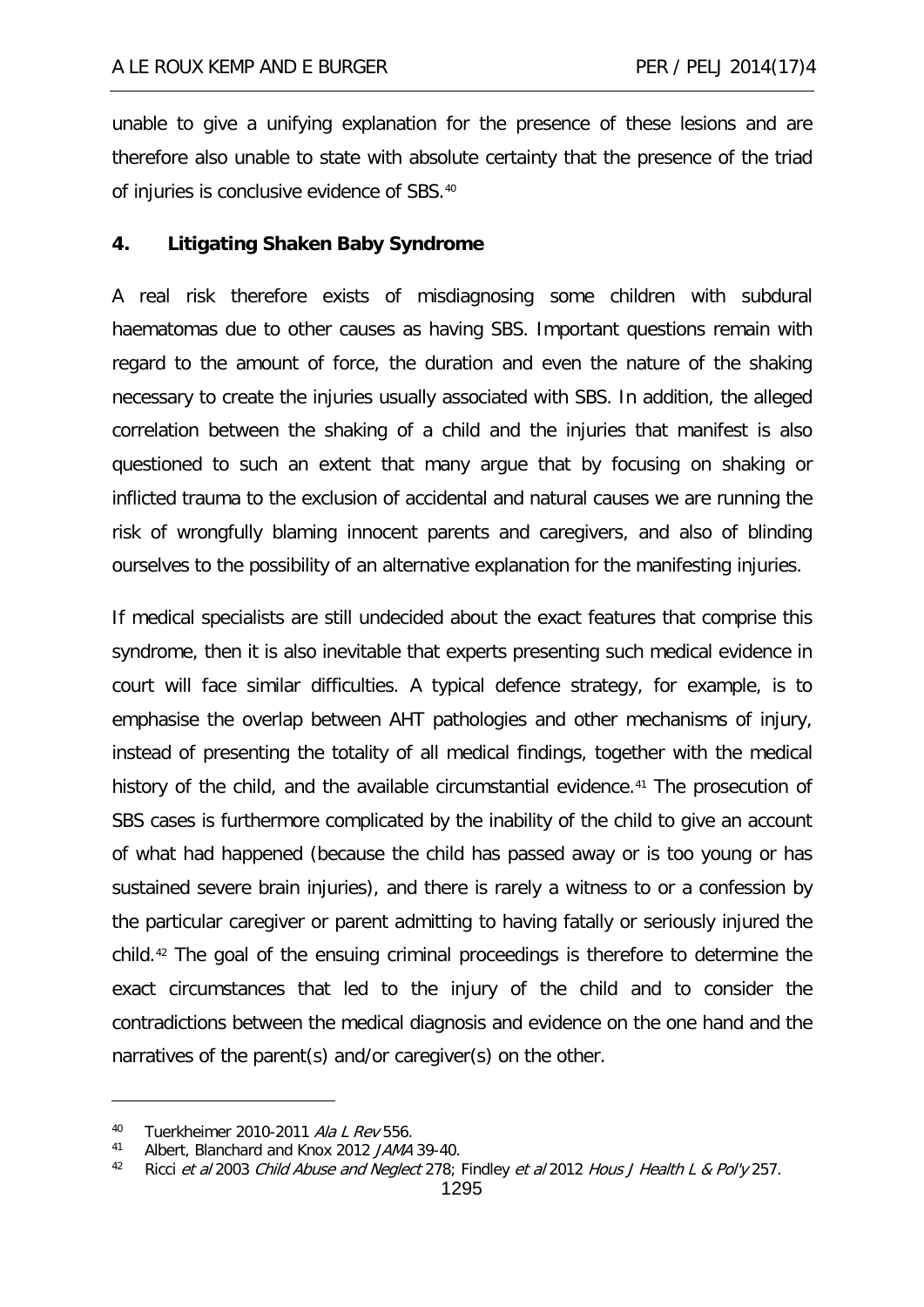unable to give a unifying explanation for the presence of these lesions and are therefore also unable to state with absolute certainty that the presence of the triad of injuries is conclusive evidence of SBS.[40]

## 4. Litigating Shaken Baby Syndrome

A real risk therefore exists of misdiagnosing some children with subdural haematomas due to other causes as having SBS. Important questions remain with regard to the amount of force, the duration and even the nature of the shaking necessary to create the injuries usually associated with SBS. In addition, the alleged correlation between the shaking of a child and the injuries that manifest is also questioned to such an extent that many argue that by focusing on shaking or inflicted trauma to the exclusion of accidental and natural causes we are running the risk of wrongfully blaming innocent parents and caregivers, and also of blinding ourselves to the possibility of an alternative explanation for the manifesting injuries.

If medical specialists are still undecided about the exact features that comprise this syndrome, then it is also inevitable that experts presenting such medical evidence in court will face similar difficulties. A typical defence strategy, for example, is to emphasise the overlap between AHT pathologies and other mechanisms of injury, instead of presenting the totality of all medical findings, together with the medical history of the child, and the available circumstantial evidence.[41] The prosecution of SBS cases is furthermore complicated by the inability of the child to give an account of what had happened (because the child has passed away or is too young or has sustained severe brain injuries), and there is rarely a witness to or a confession by the particular caregiver or parent admitting to having fatally or seriously injured the child.[42] The goal of the ensuing criminal proceedings is therefore to determine the exact circumstances that led to the injury of the child and to consider the contradictions between the medical diagnosis and evidence on the one hand and the narratives of the parent(s) and/or caregiver(s) on the other.

---

[40] Tuerkheimer 2010-2011 *Ala L Rev* 556.

[41] Albert, Blanchard and Knox 2012 *JAMA* 39-40.

[42] Ricci *et al* 2003 *Child Abuse and Neglect* 278; Findley *et al* 2012 *Hous J Health L & Pol'y* 257.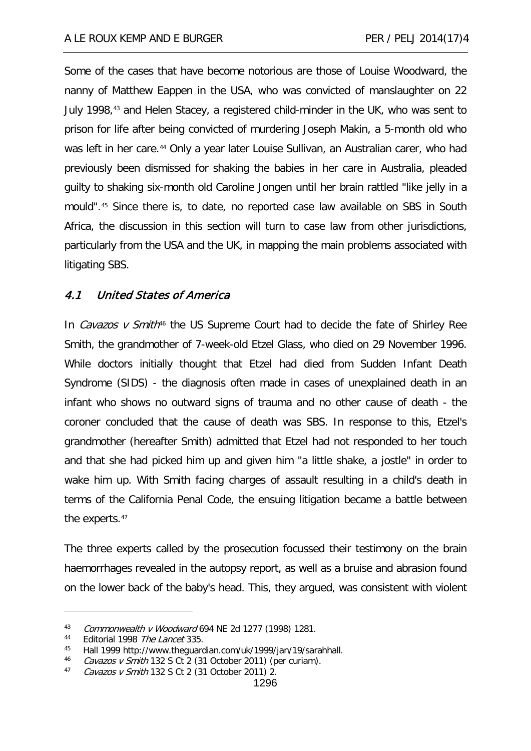Some of the cases that have become notorious are those of Louise Woodward, the nanny of Matthew Eappen in the USA, who was convicted of manslaughter on 22 July 1998,[43] and Helen Stacey, a registered child-minder in the UK, who was sent to prison for life after being convicted of murdering Joseph Makin, a 5-month old who was left in her care.[44] Only a year later Louise Sullivan, an Australian carer, who had previously been dismissed for shaking the babies in her care in Australia, pleaded guilty to shaking six-month old Caroline Jongen until her brain rattled "like jelly in a mould".[45] Since there is, to date, no reported case law available on SBS in South Africa, the discussion in this section will turn to case law from other jurisdictions, particularly from the USA and the UK, in mapping the main problems associated with litigating SBS.

### *4.1 United States of America*

In *Cavazos v Smith*[46] the US Supreme Court had to decide the fate of Shirley Ree Smith, the grandmother of 7-week-old Etzel Glass, who died on 29 November 1996. While doctors initially thought that Etzel had died from Sudden Infant Death Syndrome (SIDS) - the diagnosis often made in cases of unexplained death in an infant who shows no outward signs of trauma and no other cause of death - the coroner concluded that the cause of death was SBS. In response to this, Etzel's grandmother (hereafter Smith) admitted that Etzel had not responded to her touch and that she had picked him up and given him "a little shake, a jostle" in order to wake him up. With Smith facing charges of assault resulting in a child's death in terms of the California Penal Code, the ensuing litigation became a battle between the experts.[47]

The three experts called by the prosecution focussed their testimony on the brain haemorrhages revealed in the autopsy report, as well as a bruise and abrasion found on the lower back of the baby's head. This, they argued, was consistent with violent

---

[43] *Commonwealth v Woodward* 694 NE 2d 1277 (1998) 1281.

[44] Editorial 1998 *The Lancet* 335.

[45] Hall 1999 http://www.theguardian.com/uk/1999/jan/19/sarahhall.

[46] *Cavazos v Smith* 132 S Ct 2 (31 October 2011) (per curiam).

[47] *Cavazos v Smith* 132 S Ct 2 (31 October 2011) 2.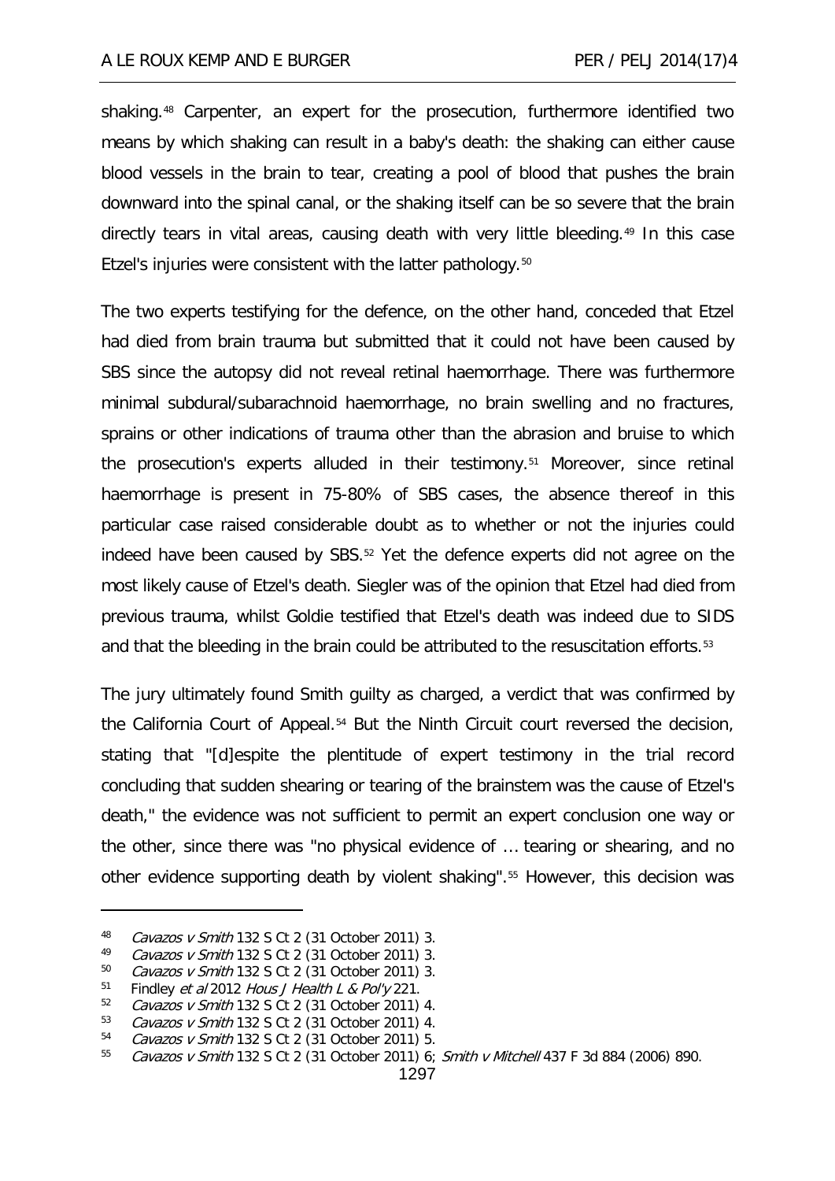shaking.[48] Carpenter, an expert for the prosecution, furthermore identified two means by which shaking can result in a baby's death: the shaking can either cause blood vessels in the brain to tear, creating a pool of blood that pushes the brain downward into the spinal canal, or the shaking itself can be so severe that the brain directly tears in vital areas, causing death with very little bleeding.[49] In this case Etzel's injuries were consistent with the latter pathology.[50]

The two experts testifying for the defence, on the other hand, conceded that Etzel had died from brain trauma but submitted that it could not have been caused by SBS since the autopsy did not reveal retinal haemorrhage. There was furthermore minimal subdural/subarachnoid haemorrhage, no brain swelling and no fractures, sprains or other indications of trauma other than the abrasion and bruise to which the prosecution's experts alluded in their testimony.[51] Moreover, since retinal haemorrhage is present in 75-80% of SBS cases, the absence thereof in this particular case raised considerable doubt as to whether or not the injuries could indeed have been caused by SBS.[52] Yet the defence experts did not agree on the most likely cause of Etzel's death. Siegler was of the opinion that Etzel had died from previous trauma, whilst Goldie testified that Etzel's death was indeed due to SIDS and that the bleeding in the brain could be attributed to the resuscitation efforts.[53]

The jury ultimately found Smith guilty as charged, a verdict that was confirmed by the California Court of Appeal.[54] But the Ninth Circuit court reversed the decision, stating that "[d]espite the plentitude of expert testimony in the trial record concluding that sudden shearing or tearing of the brainstem was the cause of Etzel's death," the evidence was not sufficient to permit an expert conclusion one way or the other, since there was "no physical evidence of … tearing or shearing, and no other evidence supporting death by violent shaking".[55] However, this decision was

---

48 *Cavazos v Smith* 132 S Ct 2 (31 October 2011) 3.

49 *Cavazos v Smith* 132 S Ct 2 (31 October 2011) 3.

50 *Cavazos v Smith* 132 S Ct 2 (31 October 2011) 3.

51 Findley *et al* 2012 *Hous J Health L & Pol'y* 221.

52 *Cavazos v Smith* 132 S Ct 2 (31 October 2011) 4.

53 *Cavazos v Smith* 132 S Ct 2 (31 October 2011) 4.

54 *Cavazos v Smith* 132 S Ct 2 (31 October 2011) 5.

55 *Cavazos v Smith* 132 S Ct 2 (31 October 2011) 6; *Smith v Mitchell* 437 F 3d 884 (2006) 890.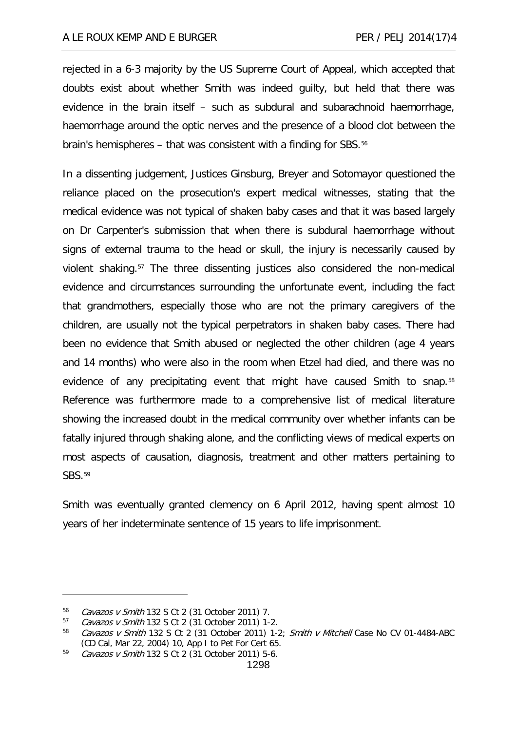rejected in a 6-3 majority by the US Supreme Court of Appeal, which accepted that doubts exist about whether Smith was indeed guilty, but held that there was evidence in the brain itself – such as subdural and subarachnoid haemorrhage, haemorrhage around the optic nerves and the presence of a blood clot between the brain's hemispheres – that was consistent with a finding for SBS.[56]

In a dissenting judgement, Justices Ginsburg, Breyer and Sotomayor questioned the reliance placed on the prosecution's expert medical witnesses, stating that the medical evidence was not typical of shaken baby cases and that it was based largely on Dr Carpenter's submission that when there is subdural haemorrhage without signs of external trauma to the head or skull, the injury is necessarily caused by violent shaking.[57] The three dissenting justices also considered the non-medical evidence and circumstances surrounding the unfortunate event, including the fact that grandmothers, especially those who are not the primary caregivers of the children, are usually not the typical perpetrators in shaken baby cases. There had been no evidence that Smith abused or neglected the other children (age 4 years and 14 months) who were also in the room when Etzel had died, and there was no evidence of any precipitating event that might have caused Smith to snap.[58] Reference was furthermore made to a comprehensive list of medical literature showing the increased doubt in the medical community over whether infants can be fatally injured through shaking alone, and the conflicting views of medical experts on most aspects of causation, diagnosis, treatment and other matters pertaining to SBS.[59]

Smith was eventually granted clemency on 6 April 2012, having spent almost 10 years of her indeterminate sentence of 15 years to life imprisonment.

---

[56] *Cavazos v Smith* 132 S Ct 2 (31 October 2011) 7.

[57] *Cavazos v Smith* 132 S Ct 2 (31 October 2011) 1-2.

[58] *Cavazos v Smith* 132 S Ct 2 (31 October 2011) 1-2; *Smith v Mitchell* Case No CV 01-4484-ABC (CD Cal, Mar 22, 2004) 10, App I to Pet For Cert 65.

[59] *Cavazos v Smith* 132 S Ct 2 (31 October 2011) 5-6.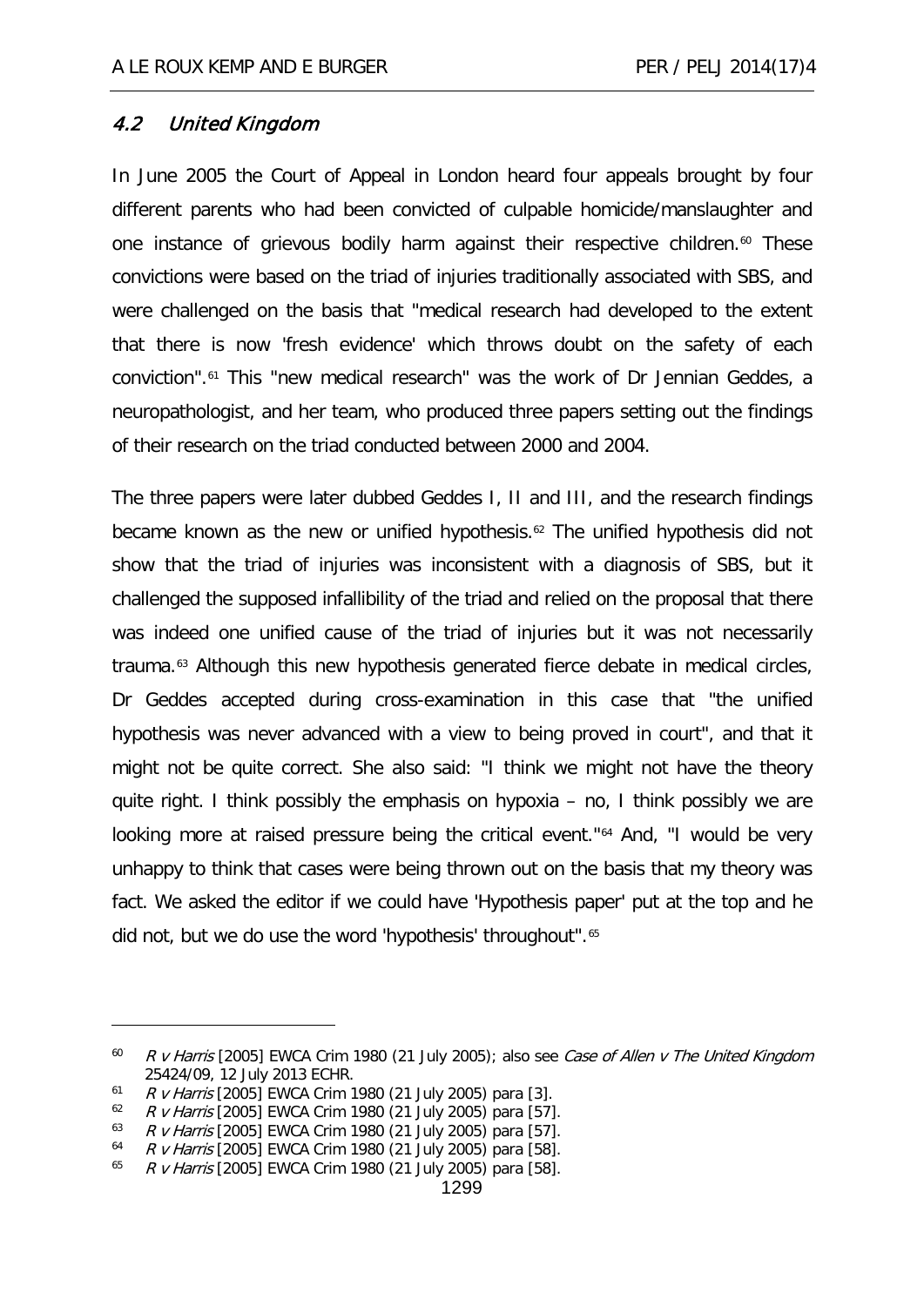### 4.2 *United Kingdom*

In June 2005 the Court of Appeal in London heard four appeals brought by four different parents who had been convicted of culpable homicide/manslaughter and one instance of grievous bodily harm against their respective children.[60] These convictions were based on the triad of injuries traditionally associated with SBS, and were challenged on the basis that "medical research had developed to the extent that there is now 'fresh evidence' which throws doubt on the safety of each conviction".[61] This "new medical research" was the work of Dr Jennian Geddes, a neuropathologist, and her team, who produced three papers setting out the findings of their research on the triad conducted between 2000 and 2004.

The three papers were later dubbed Geddes I, II and III, and the research findings became known as the new or unified hypothesis.[62] The unified hypothesis did not show that the triad of injuries was inconsistent with a diagnosis of SBS, but it challenged the supposed infallibility of the triad and relied on the proposal that there was indeed one unified cause of the triad of injuries but it was not necessarily trauma.[63] Although this new hypothesis generated fierce debate in medical circles, Dr Geddes accepted during cross-examination in this case that "the unified hypothesis was never advanced with a view to being proved in court", and that it might not be quite correct. She also said: "I think we might not have the theory quite right. I think possibly the emphasis on hypoxia – no, I think possibly we are looking more at raised pressure being the critical event."[64] And, "I would be very unhappy to think that cases were being thrown out on the basis that my theory was fact. We asked the editor if we could have 'Hypothesis paper' put at the top and he did not, but we do use the word 'hypothesis' throughout".[65]

---

[60] *R v Harris* [2005] EWCA Crim 1980 (21 July 2005); also see *Case of Allen v The United Kingdom* 25424/09, 12 July 2013 ECHR.

[61] *R v Harris* [2005] EWCA Crim 1980 (21 July 2005) para [3].

[62] *R v Harris* [2005] EWCA Crim 1980 (21 July 2005) para [57].

[63] *R v Harris* [2005] EWCA Crim 1980 (21 July 2005) para [57].

[64] *R v Harris* [2005] EWCA Crim 1980 (21 July 2005) para [58].

[65] *R v Harris* [2005] EWCA Crim 1980 (21 July 2005) para [58].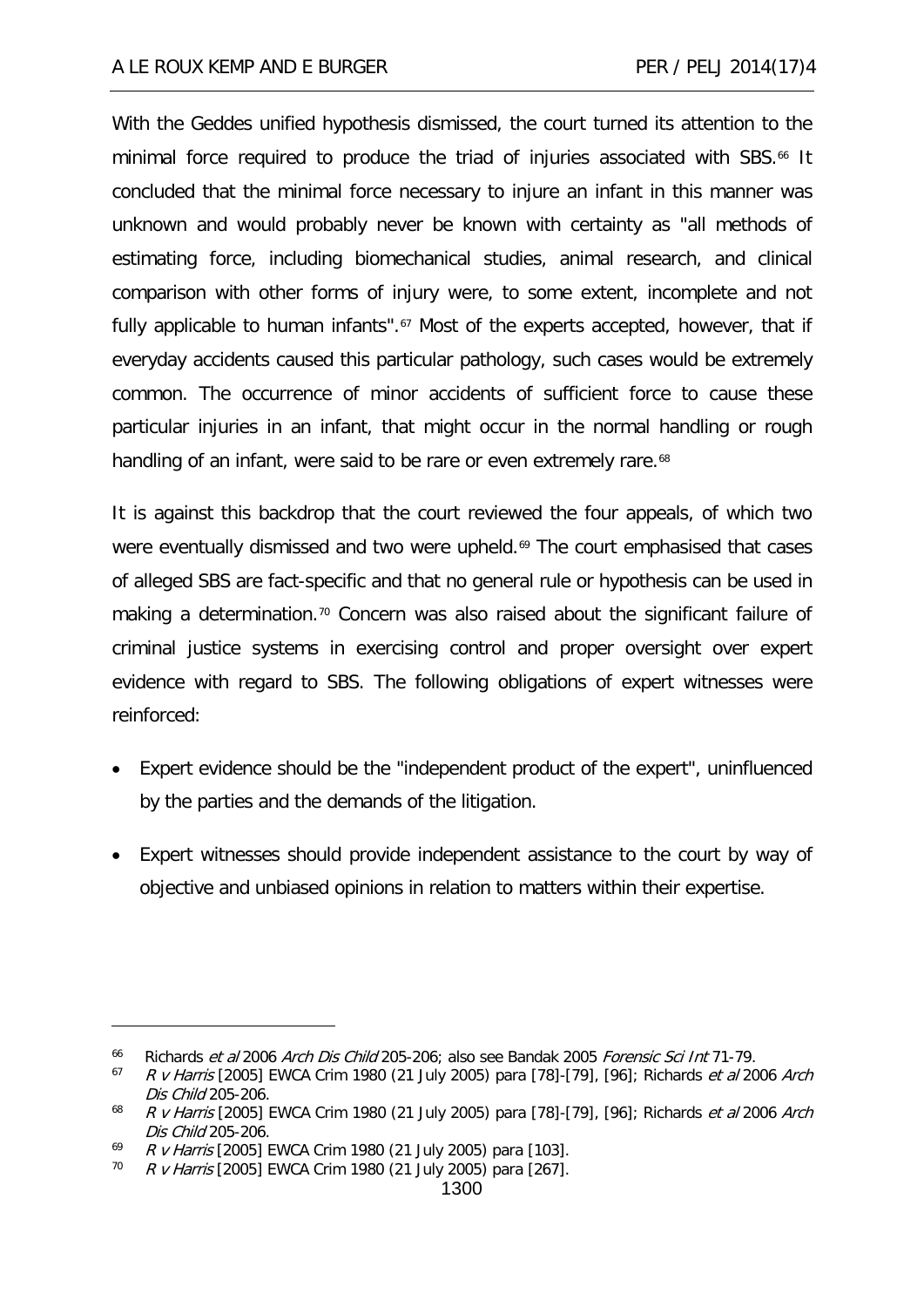With the Geddes unified hypothesis dismissed, the court turned its attention to the minimal force required to produce the triad of injuries associated with SBS.[66] It concluded that the minimal force necessary to injure an infant in this manner was unknown and would probably never be known with certainty as "all methods of estimating force, including biomechanical studies, animal research, and clinical comparison with other forms of injury were, to some extent, incomplete and not fully applicable to human infants".[67] Most of the experts accepted, however, that if everyday accidents caused this particular pathology, such cases would be extremely common. The occurrence of minor accidents of sufficient force to cause these particular injuries in an infant, that might occur in the normal handling or rough handling of an infant, were said to be rare or even extremely rare.[68]

It is against this backdrop that the court reviewed the four appeals, of which two were eventually dismissed and two were upheld.[69] The court emphasised that cases of alleged SBS are fact-specific and that no general rule or hypothesis can be used in making a determination.[70] Concern was also raised about the significant failure of criminal justice systems in exercising control and proper oversight over expert evidence with regard to SBS. The following obligations of expert witnesses were reinforced:

- Expert evidence should be the "independent product of the expert", uninfluenced by the parties and the demands of the litigation.
- Expert witnesses should provide independent assistance to the court by way of objective and unbiased opinions in relation to matters within their expertise.

---

[66] Richards *et al* 2006 *Arch Dis Child* 205-206; also see Bandak 2005 *Forensic Sci Int* 71-79.

[67] *R v Harris* [2005] EWCA Crim 1980 (21 July 2005) para [78]-[79], [96]; Richards *et al* 2006 *Arch Dis Child* 205-206.

[68] *R v Harris* [2005] EWCA Crim 1980 (21 July 2005) para [78]-[79], [96]; Richards *et al* 2006 *Arch Dis Child* 205-206.

[69] *R v Harris* [2005] EWCA Crim 1980 (21 July 2005) para [103].

[70] *R v Harris* [2005] EWCA Crim 1980 (21 July 2005) para [267].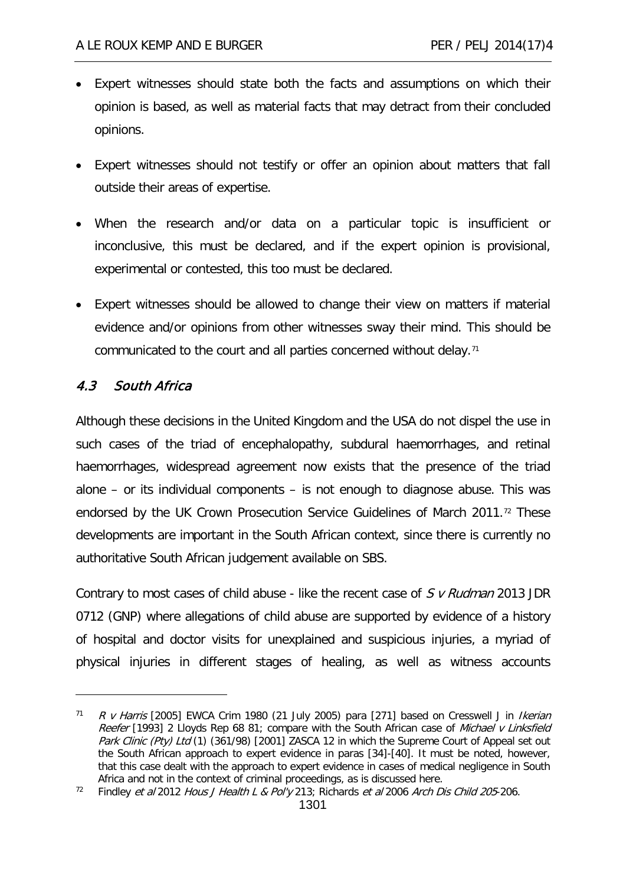- Expert witnesses should state both the facts and assumptions on which their opinion is based, as well as material facts that may detract from their concluded opinions.
- Expert witnesses should not testify or offer an opinion about matters that fall outside their areas of expertise.
- When the research and/or data on a particular topic is insufficient or inconclusive, this must be declared, and if the expert opinion is provisional, experimental or contested, this too must be declared.
- Expert witnesses should be allowed to change their view on matters if material evidence and/or opinions from other witnesses sway their mind. This should be communicated to the court and all parties concerned without delay.[71]

### 4.3 South Africa

Although these decisions in the United Kingdom and the USA do not dispel the use in such cases of the triad of encephalopathy, subdural haemorrhages, and retinal haemorrhages, widespread agreement now exists that the presence of the triad alone – or its individual components – is not enough to diagnose abuse. This was endorsed by the UK Crown Prosecution Service Guidelines of March 2011.[72] These developments are important in the South African context, since there is currently no authoritative South African judgement available on SBS.

Contrary to most cases of child abuse - like the recent case of *S v Rudman* 2013 JDR 0712 (GNP) where allegations of child abuse are supported by evidence of a history of hospital and doctor visits for unexplained and suspicious injuries, a myriad of physical injuries in different stages of healing, as well as witness accounts

---

[71] *R v Harris* [2005] EWCA Crim 1980 (21 July 2005) para [271] based on Cresswell J in *Ikerian Reefer* [1993] 2 Lloyds Rep 68 81; compare with the South African case of *Michael v Linksfield Park Clinic (Pty) Ltd* (1) (361/98) [2001] ZASCA 12 in which the Supreme Court of Appeal set out the South African approach to expert evidence in paras [34]-[40]. It must be noted, however, that this case dealt with the approach to expert evidence in cases of medical negligence in South Africa and not in the context of criminal proceedings, as is discussed here.

[72] Findley *et al* 2012 *Hous J Health L & Pol'y* 213; Richards *et al* 2006 *Arch Dis Child* 205-206.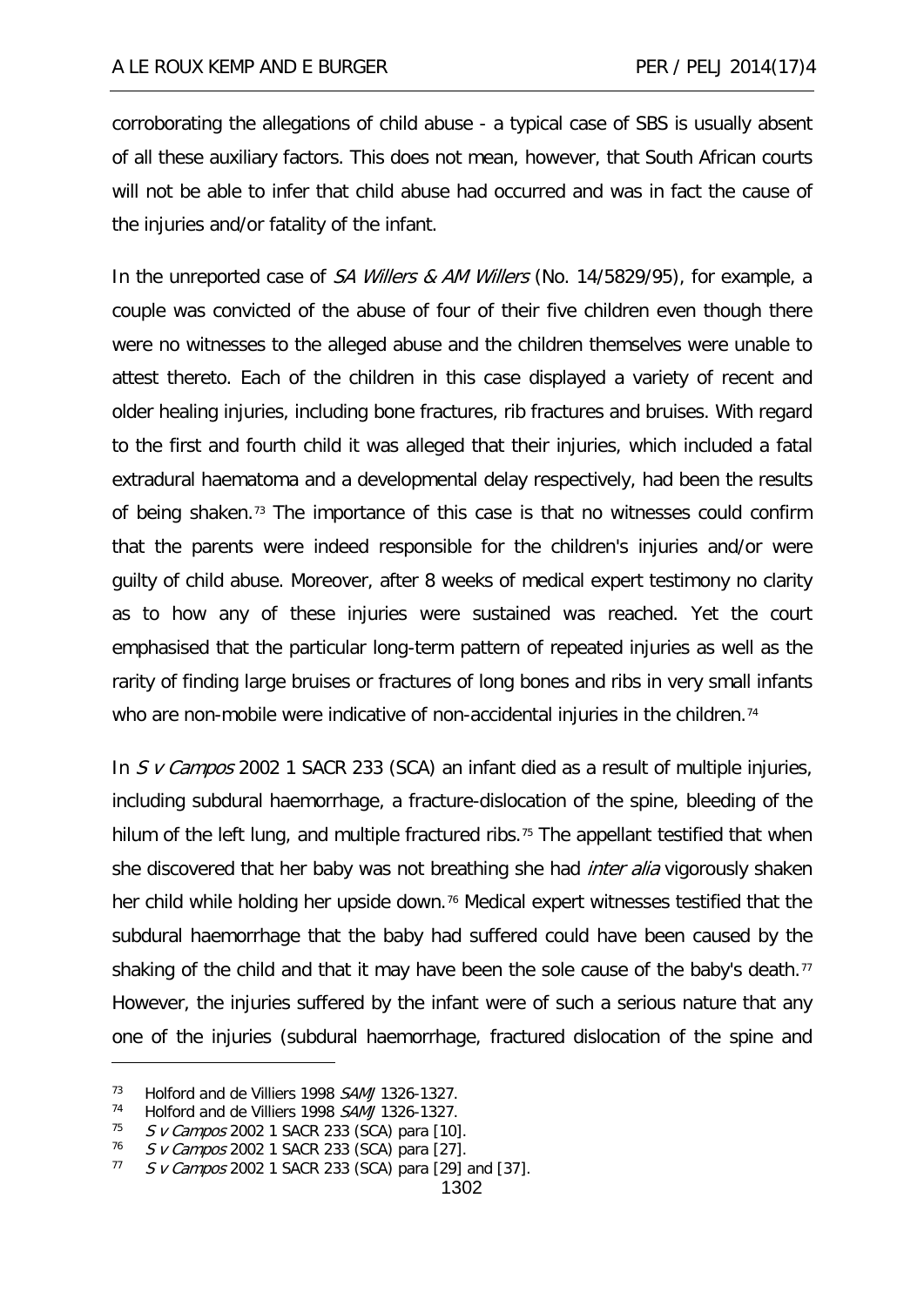corroborating the allegations of child abuse - a typical case of SBS is usually absent of all these auxiliary factors. This does not mean, however, that South African courts will not be able to infer that child abuse had occurred and was in fact the cause of the injuries and/or fatality of the infant.

In the unreported case of *SA Willers & AM Willers* (No. 14/5829/95), for example, a couple was convicted of the abuse of four of their five children even though there were no witnesses to the alleged abuse and the children themselves were unable to attest thereto. Each of the children in this case displayed a variety of recent and older healing injuries, including bone fractures, rib fractures and bruises. With regard to the first and fourth child it was alleged that their injuries, which included a fatal extradural haematoma and a developmental delay respectively, had been the results of being shaken.[73] The importance of this case is that no witnesses could confirm that the parents were indeed responsible for the children's injuries and/or were guilty of child abuse. Moreover, after 8 weeks of medical expert testimony no clarity as to how any of these injuries were sustained was reached. Yet the court emphasised that the particular long-term pattern of repeated injuries as well as the rarity of finding large bruises or fractures of long bones and ribs in very small infants who are non-mobile were indicative of non-accidental injuries in the children.[74]

In *S v Campos* 2002 1 SACR 233 (SCA) an infant died as a result of multiple injuries, including subdural haemorrhage, a fracture-dislocation of the spine, bleeding of the hilum of the left lung, and multiple fractured ribs.[75] The appellant testified that when she discovered that her baby was not breathing she had *inter alia* vigorously shaken her child while holding her upside down.[76] Medical expert witnesses testified that the subdural haemorrhage that the baby had suffered could have been caused by the shaking of the child and that it may have been the sole cause of the baby's death.[77] However, the injuries suffered by the infant were of such a serious nature that any one of the injuries (subdural haemorrhage, fractured dislocation of the spine and

---

[73] Holford and de Villiers 1998 *SAMJ* 1326-1327.

[74] Holford and de Villiers 1998 *SAMJ* 1326-1327.

[75] *S v Campos* 2002 1 SACR 233 (SCA) para [10].

[76] *S v Campos* 2002 1 SACR 233 (SCA) para [27].

[77] *S v Campos* 2002 1 SACR 233 (SCA) para [29] and [37].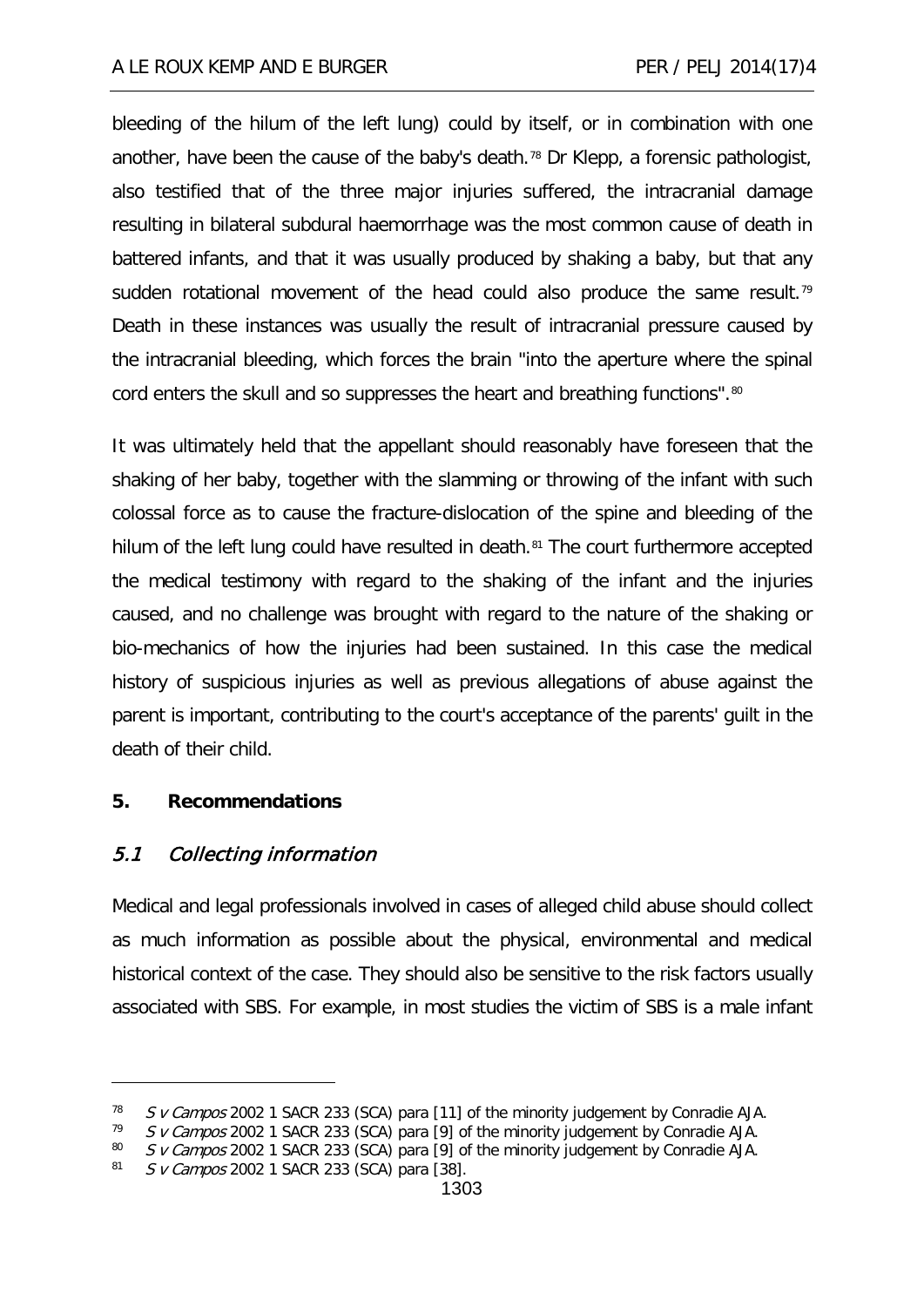bleeding of the hilum of the left lung) could by itself, or in combination with one another, have been the cause of the baby's death.[78] Dr Klepp, a forensic pathologist, also testified that of the three major injuries suffered, the intracranial damage resulting in bilateral subdural haemorrhage was the most common cause of death in battered infants, and that it was usually produced by shaking a baby, but that any sudden rotational movement of the head could also produce the same result.[79] Death in these instances was usually the result of intracranial pressure caused by the intracranial bleeding, which forces the brain "into the aperture where the spinal cord enters the skull and so suppresses the heart and breathing functions".[80]

It was ultimately held that the appellant should reasonably have foreseen that the shaking of her baby, together with the slamming or throwing of the infant with such colossal force as to cause the fracture-dislocation of the spine and bleeding of the hilum of the left lung could have resulted in death.[81] The court furthermore accepted the medical testimony with regard to the shaking of the infant and the injuries caused, and no challenge was brought with regard to the nature of the shaking or bio-mechanics of how the injuries had been sustained. In this case the medical history of suspicious injuries as well as previous allegations of abuse against the parent is important, contributing to the court's acceptance of the parents' guilt in the death of their child.

## 5. Recommendations

### *5.1 Collecting information*

Medical and legal professionals involved in cases of alleged child abuse should collect as much information as possible about the physical, environmental and medical historical context of the case. They should also be sensitive to the risk factors usually associated with SBS. For example, in most studies the victim of SBS is a male infant

---

[78] *S v Campos* 2002 1 SACR 233 (SCA) para [11] of the minority judgement by Conradie AJA.

[79] *S v Campos* 2002 1 SACR 233 (SCA) para [9] of the minority judgement by Conradie AJA.

[80] *S v Campos* 2002 1 SACR 233 (SCA) para [9] of the minority judgement by Conradie AJA.

[81] *S v Campos* 2002 1 SACR 233 (SCA) para [38].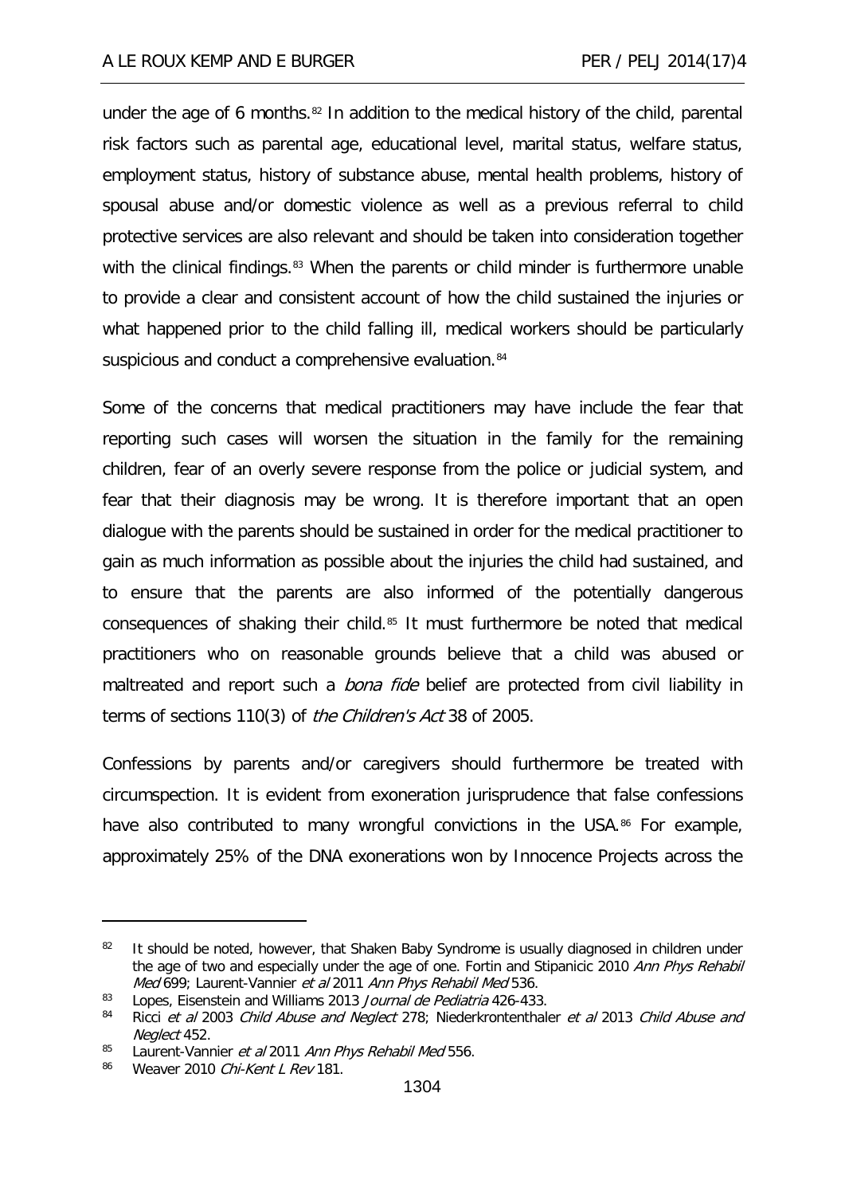under the age of 6 months.[82] In addition to the medical history of the child, parental risk factors such as parental age, educational level, marital status, welfare status, employment status, history of substance abuse, mental health problems, history of spousal abuse and/or domestic violence as well as a previous referral to child protective services are also relevant and should be taken into consideration together with the clinical findings.[83] When the parents or child minder is furthermore unable to provide a clear and consistent account of how the child sustained the injuries or what happened prior to the child falling ill, medical workers should be particularly suspicious and conduct a comprehensive evaluation.[84]

Some of the concerns that medical practitioners may have include the fear that reporting such cases will worsen the situation in the family for the remaining children, fear of an overly severe response from the police or judicial system, and fear that their diagnosis may be wrong. It is therefore important that an open dialogue with the parents should be sustained in order for the medical practitioner to gain as much information as possible about the injuries the child had sustained, and to ensure that the parents are also informed of the potentially dangerous consequences of shaking their child.[85] It must furthermore be noted that medical practitioners who on reasonable grounds believe that a child was abused or maltreated and report such a *bona fide* belief are protected from civil liability in terms of sections 110(3) of *the Children's Act* 38 of 2005.

Confessions by parents and/or caregivers should furthermore be treated with circumspection. It is evident from exoneration jurisprudence that false confessions have also contributed to many wrongful convictions in the USA.[86] For example, approximately 25% of the DNA exonerations won by Innocence Projects across the

---

[82] It should be noted, however, that Shaken Baby Syndrome is usually diagnosed in children under the age of two and especially under the age of one. Fortin and Stipanicic 2010 *Ann Phys Rehabil Med* 699; Laurent-Vannier *et al* 2011 *Ann Phys Rehabil Med* 536.

[83] Lopes, Eisenstein and Williams 2013 *Journal de Pediatria* 426-433.

[84] Ricci *et al* 2003 *Child Abuse and Neglect* 278; Niederkrontenthaler *et al* 2013 *Child Abuse and Neglect* 452.

[85] Laurent-Vannier *et al* 2011 *Ann Phys Rehabil Med* 556.

[86] Weaver 2010 *Chi-Kent L Rev* 181.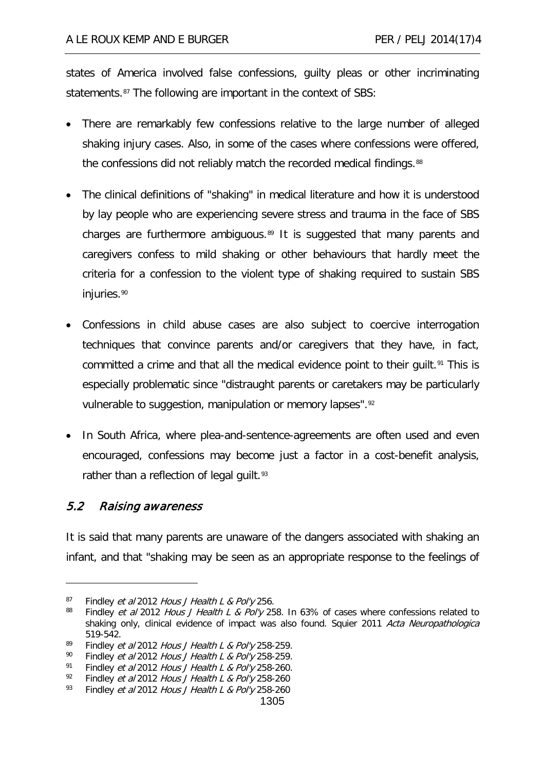states of America involved false confessions, guilty pleas or other incriminating statements.[87] The following are important in the context of SBS:

- There are remarkably few confessions relative to the large number of alleged shaking injury cases. Also, in some of the cases where confessions were offered, the confessions did not reliably match the recorded medical findings.[88]
- The clinical definitions of "shaking" in medical literature and how it is understood by lay people who are experiencing severe stress and trauma in the face of SBS charges are furthermore ambiguous.[89] It is suggested that many parents and caregivers confess to mild shaking or other behaviours that hardly meet the criteria for a confession to the violent type of shaking required to sustain SBS injuries.[90]
- Confessions in child abuse cases are also subject to coercive interrogation techniques that convince parents and/or caregivers that they have, in fact, committed a crime and that all the medical evidence point to their guilt.[91] This is especially problematic since "distraught parents or caretakers may be particularly vulnerable to suggestion, manipulation or memory lapses".[92]
- In South Africa, where plea-and-sentence-agreements are often used and even encouraged, confessions may become just a factor in a cost-benefit analysis, rather than a reflection of legal guilt.[93]

### *5.2 Raising awareness*

It is said that many parents are unaware of the dangers associated with shaking an infant, and that "shaking may be seen as an appropriate response to the feelings of

---

[87] Findley *et al* 2012 *Hous J Health L & Pol'y* 256.

[88] Findley *et al* 2012 *Hous J Health L & Pol'y* 258. In 63% of cases where confessions related to shaking only, clinical evidence of impact was also found. Squier 2011 *Acta Neuropathologica* 519-542.

[89] Findley *et al* 2012 *Hous J Health L & Pol'y* 258-259.

[90] Findley *et al* 2012 *Hous J Health L & Pol'y* 258-259.

[91] Findley *et al* 2012 *Hous J Health L & Pol'y* 258-260.

[92] Findley *et al* 2012 *Hous J Health L & Pol'y* 258-260

[93] Findley *et al* 2012 *Hous J Health L & Pol'y* 258-260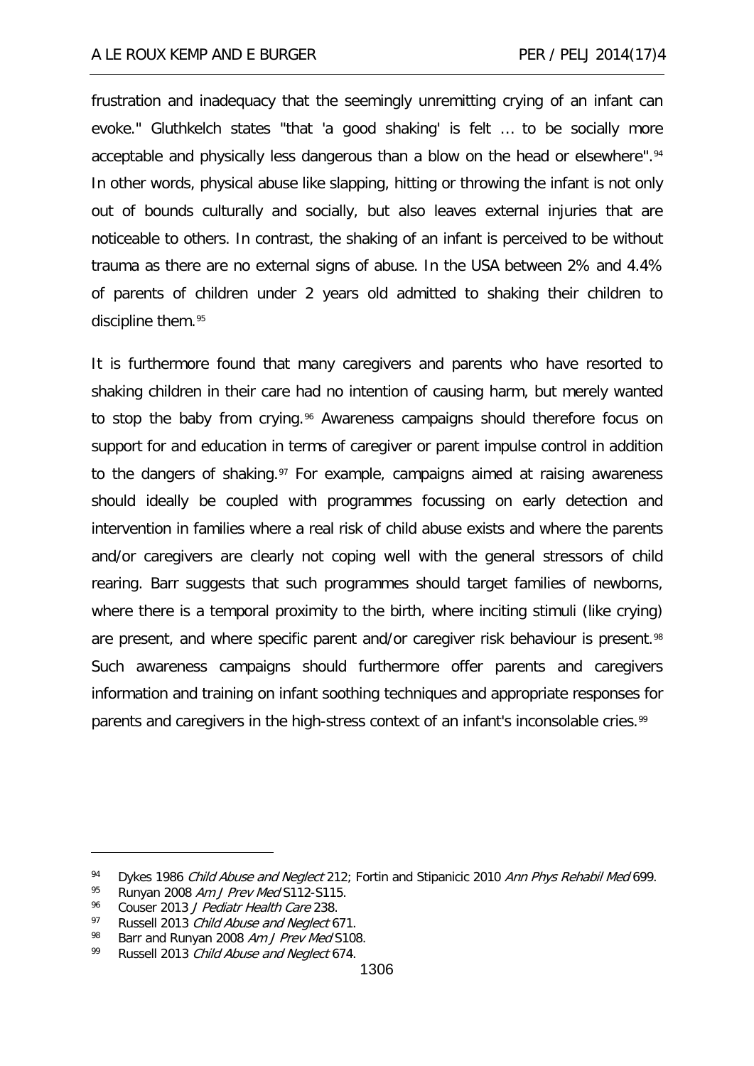frustration and inadequacy that the seemingly unremitting crying of an infant can evoke." Gluthkelch states "that 'a good shaking' is felt … to be socially more acceptable and physically less dangerous than a blow on the head or elsewhere".[94] In other words, physical abuse like slapping, hitting or throwing the infant is not only out of bounds culturally and socially, but also leaves external injuries that are noticeable to others. In contrast, the shaking of an infant is perceived to be without trauma as there are no external signs of abuse. In the USA between 2% and 4.4% of parents of children under 2 years old admitted to shaking their children to discipline them.[95]

It is furthermore found that many caregivers and parents who have resorted to shaking children in their care had no intention of causing harm, but merely wanted to stop the baby from crying.[96] Awareness campaigns should therefore focus on support for and education in terms of caregiver or parent impulse control in addition to the dangers of shaking.[97] For example, campaigns aimed at raising awareness should ideally be coupled with programmes focussing on early detection and intervention in families where a real risk of child abuse exists and where the parents and/or caregivers are clearly not coping well with the general stressors of child rearing. Barr suggests that such programmes should target families of newborns, where there is a temporal proximity to the birth, where inciting stimuli (like crying) are present, and where specific parent and/or caregiver risk behaviour is present.[98] Such awareness campaigns should furthermore offer parents and caregivers information and training on infant soothing techniques and appropriate responses for parents and caregivers in the high-stress context of an infant's inconsolable cries.[99]

---

94 Dykes 1986 *Child Abuse and Neglect* 212; Fortin and Stipanicic 2010 *Ann Phys Rehabil Med* 699.

95 Runyan 2008 *Am J Prev Med* S112-S115.

96 Couser 2013 *J Pediatr Health Care* 238.

97 Russell 2013 *Child Abuse and Neglect* 671.

98 Barr and Runyan 2008 *Am J Prev Med* S108.

99 Russell 2013 *Child Abuse and Neglect* 674.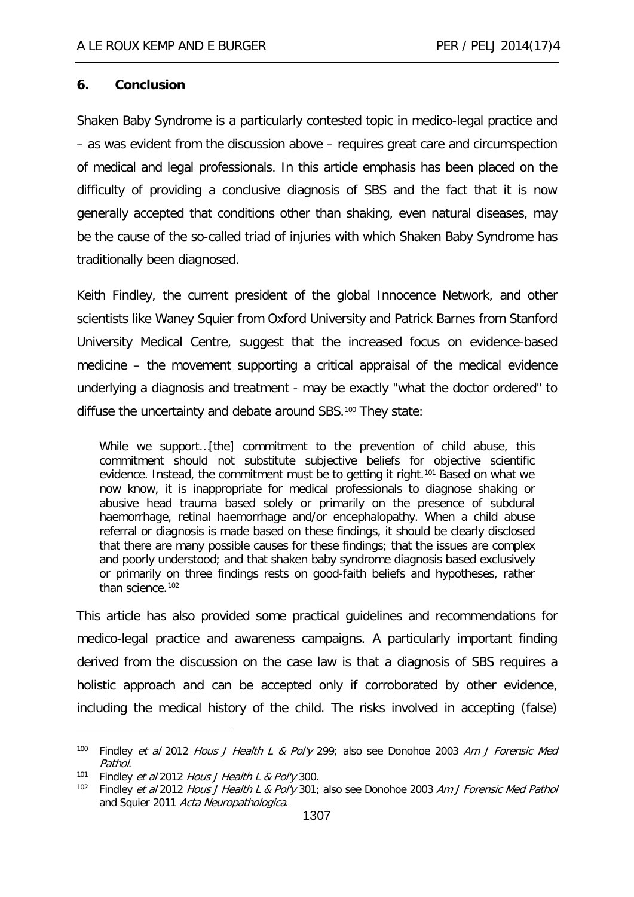## 6. Conclusion

Shaken Baby Syndrome is a particularly contested topic in medico-legal practice and – as was evident from the discussion above – requires great care and circumspection of medical and legal professionals. In this article emphasis has been placed on the difficulty of providing a conclusive diagnosis of SBS and the fact that it is now generally accepted that conditions other than shaking, even natural diseases, may be the cause of the so-called triad of injuries with which Shaken Baby Syndrome has traditionally been diagnosed.

Keith Findley, the current president of the global Innocence Network, and other scientists like Waney Squier from Oxford University and Patrick Barnes from Stanford University Medical Centre, suggest that the increased focus on evidence-based medicine – the movement supporting a critical appraisal of the medical evidence underlying a diagnosis and treatment - may be exactly "what the doctor ordered" to diffuse the uncertainty and debate around SBS.[100] They state:

> While we support…[the] commitment to the prevention of child abuse, this commitment should not substitute subjective beliefs for objective scientific evidence. Instead, the commitment must be to getting it right.[101] Based on what we now know, it is inappropriate for medical professionals to diagnose shaking or abusive head trauma based solely or primarily on the presence of subdural haemorrhage, retinal haemorrhage and/or encephalopathy. When a child abuse referral or diagnosis is made based on these findings, it should be clearly disclosed that there are many possible causes for these findings; that the issues are complex and poorly understood; and that shaken baby syndrome diagnosis based exclusively or primarily on three findings rests on good-faith beliefs and hypotheses, rather than science.[102]

This article has also provided some practical guidelines and recommendations for medico-legal practice and awareness campaigns. A particularly important finding derived from the discussion on the case law is that a diagnosis of SBS requires a holistic approach and can be accepted only if corroborated by other evidence, including the medical history of the child. The risks involved in accepting (false)

---

[100] Findley *et al* 2012 *Hous J Health L & Pol'y* 299; also see Donohoe 2003 *Am J Forensic Med Pathol*.

[101] Findley *et al* 2012 *Hous J Health L & Pol'y* 300.

[102] Findley *et al* 2012 *Hous J Health L & Pol'y* 301; also see Donohoe 2003 *Am J Forensic Med Pathol* and Squier 2011 *Acta Neuropathologica*.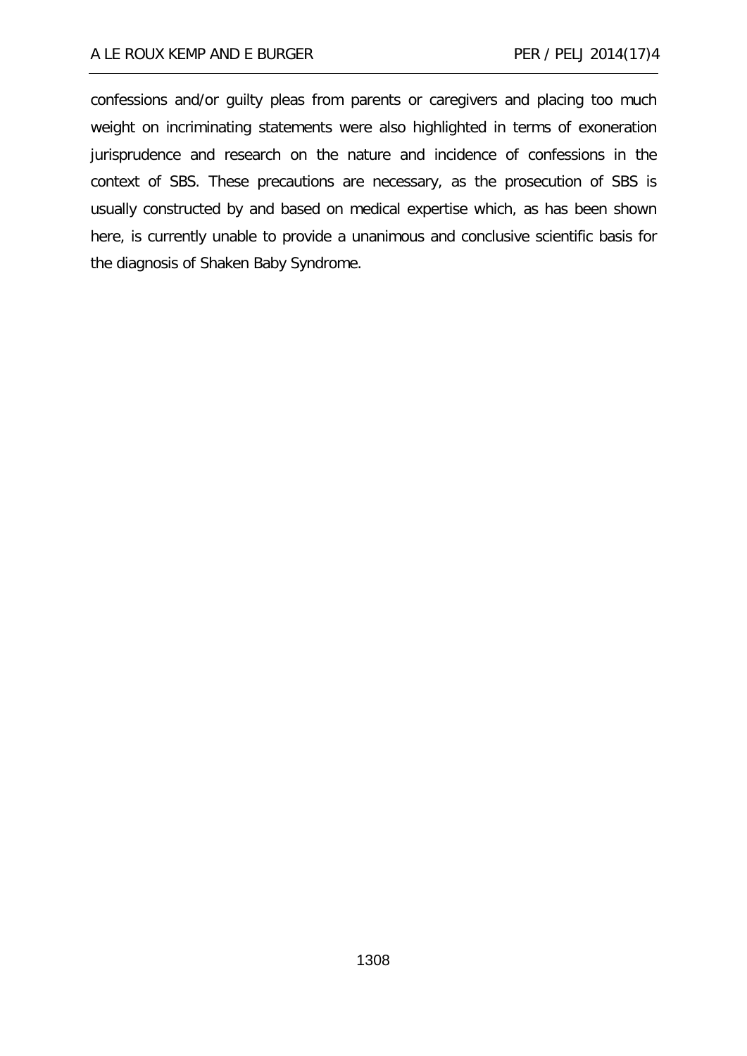confessions and/or guilty pleas from parents or caregivers and placing too much weight on incriminating statements were also highlighted in terms of exoneration jurisprudence and research on the nature and incidence of confessions in the context of SBS. These precautions are necessary, as the prosecution of SBS is usually constructed by and based on medical expertise which, as has been shown here, is currently unable to provide a unanimous and conclusive scientific basis for the diagnosis of Shaken Baby Syndrome.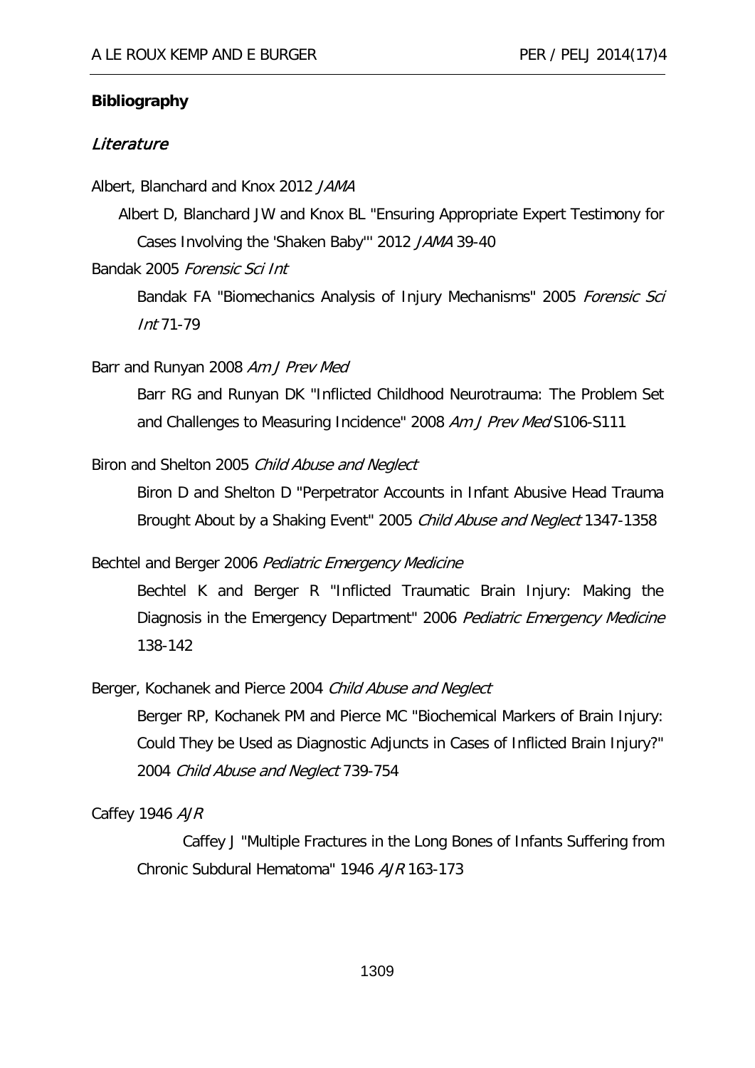**Bibliography**

## *Literature*

Albert, Blanchard and Knox 2012 *JAMA*

Albert D, Blanchard JW and Knox BL "Ensuring Appropriate Expert Testimony for Cases Involving the 'Shaken Baby'" 2012 *JAMA* 39-40

Bandak 2005 *Forensic Sci Int*

Bandak FA "Biomechanics Analysis of Injury Mechanisms" 2005 *Forensic Sci Int* 71-79

Barr and Runyan 2008 *Am J Prev Med*

Barr RG and Runyan DK "Inflicted Childhood Neurotrauma: The Problem Set and Challenges to Measuring Incidence" 2008 *Am J Prev Med* S106-S111

Biron and Shelton 2005 *Child Abuse and Neglect*

Biron D and Shelton D "Perpetrator Accounts in Infant Abusive Head Trauma Brought About by a Shaking Event" 2005 *Child Abuse and Neglect* 1347-1358

Bechtel and Berger 2006 *Pediatric Emergency Medicine*

Bechtel K and Berger R "Inflicted Traumatic Brain Injury: Making the Diagnosis in the Emergency Department" 2006 *Pediatric Emergency Medicine* 138-142

Berger, Kochanek and Pierce 2004 *Child Abuse and Neglect*

Berger RP, Kochanek PM and Pierce MC "Biochemical Markers of Brain Injury: Could They be Used as Diagnostic Adjuncts in Cases of Inflicted Brain Injury?" 2004 *Child Abuse and Neglect* 739-754

Caffey 1946 *AJR*

Caffey J "Multiple Fractures in the Long Bones of Infants Suffering from Chronic Subdural Hematoma" 1946 *AJR* 163-173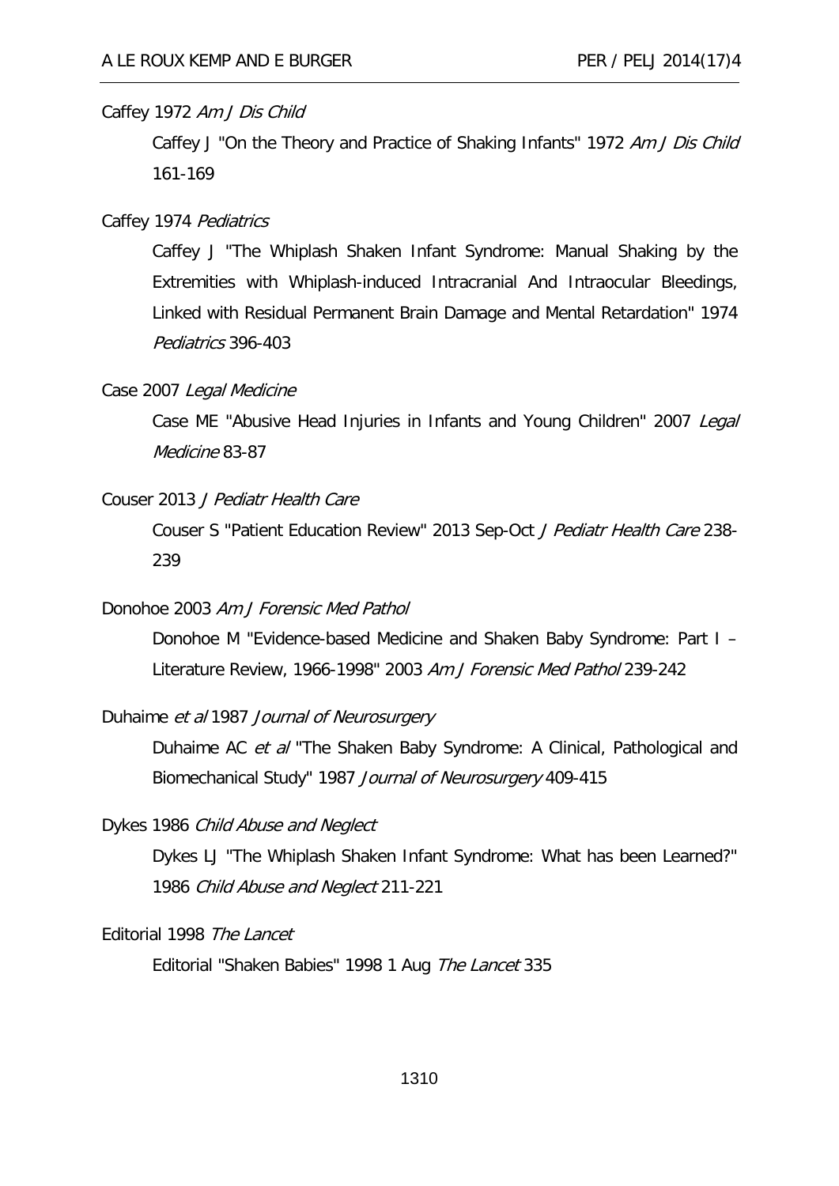Caffey 1972 *Am J Dis Child*

Caffey J "On the Theory and Practice of Shaking Infants" 1972 *Am J Dis Child* 161-169

Caffey 1974 *Pediatrics*

Caffey J "The Whiplash Shaken Infant Syndrome: Manual Shaking by the Extremities with Whiplash-induced Intracranial And Intraocular Bleedings, Linked with Residual Permanent Brain Damage and Mental Retardation" 1974 *Pediatrics* 396-403

Case 2007 *Legal Medicine*

Case ME "Abusive Head Injuries in Infants and Young Children" 2007 *Legal Medicine* 83-87

Couser 2013 *J Pediatr Health Care*

Couser S "Patient Education Review" 2013 Sep-Oct *J Pediatr Health Care* 238-239

Donohoe 2003 *Am J Forensic Med Pathol*

Donohoe M "Evidence-based Medicine and Shaken Baby Syndrome: Part I – Literature Review, 1966-1998" 2003 *Am J Forensic Med Pathol* 239-242

Duhaime *et al* 1987 *Journal of Neurosurgery*

Duhaime AC *et al* "The Shaken Baby Syndrome: A Clinical, Pathological and Biomechanical Study" 1987 *Journal of Neurosurgery* 409-415

Dykes 1986 *Child Abuse and Neglect*

Dykes LJ "The Whiplash Shaken Infant Syndrome: What has been Learned?" 1986 *Child Abuse and Neglect* 211-221

Editorial 1998 *The Lancet*

Editorial "Shaken Babies" 1998 1 Aug *The Lancet* 335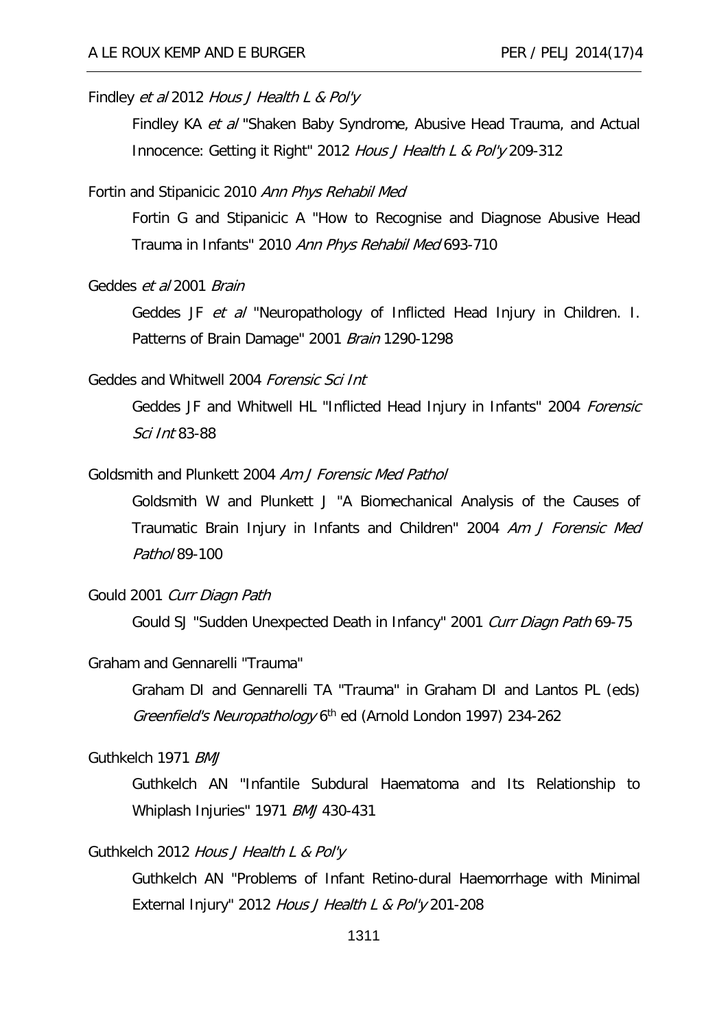Findley *et al* 2012 *Hous J Health L & Pol'y*

Findley KA *et al* "Shaken Baby Syndrome, Abusive Head Trauma, and Actual Innocence: Getting it Right" 2012 *Hous J Health L & Pol'y* 209-312

Fortin and Stipanicic 2010 *Ann Phys Rehabil Med*

Fortin G and Stipanicic A "How to Recognise and Diagnose Abusive Head Trauma in Infants" 2010 *Ann Phys Rehabil Med* 693-710

Geddes *et al* 2001 *Brain*

Geddes JF *et al* "Neuropathology of Inflicted Head Injury in Children. I. Patterns of Brain Damage" 2001 *Brain* 1290-1298

Geddes and Whitwell 2004 *Forensic Sci Int*

Geddes JF and Whitwell HL "Inflicted Head Injury in Infants" 2004 *Forensic Sci Int* 83-88

Goldsmith and Plunkett 2004 *Am J Forensic Med Pathol*

Goldsmith W and Plunkett J "A Biomechanical Analysis of the Causes of Traumatic Brain Injury in Infants and Children" 2004 *Am J Forensic Med Pathol* 89-100

Gould 2001 *Curr Diagn Path*

Gould SJ "Sudden Unexpected Death in Infancy" 2001 *Curr Diagn Path* 69-75

Graham and Gennarelli "Trauma"

Graham DI and Gennarelli TA "Trauma" in Graham DI and Lantos PL (eds) *Greenfield's Neuropathology* 6th ed (Arnold London 1997) 234-262

Guthkelch 1971 *BMJ*

Guthkelch AN "Infantile Subdural Haematoma and Its Relationship to Whiplash Injuries" 1971 *BMJ* 430-431

Guthkelch 2012 *Hous J Health L & Pol'y*

Guthkelch AN "Problems of Infant Retino-dural Haemorrhage with Minimal External Injury" 2012 *Hous J Health L & Pol'y* 201-208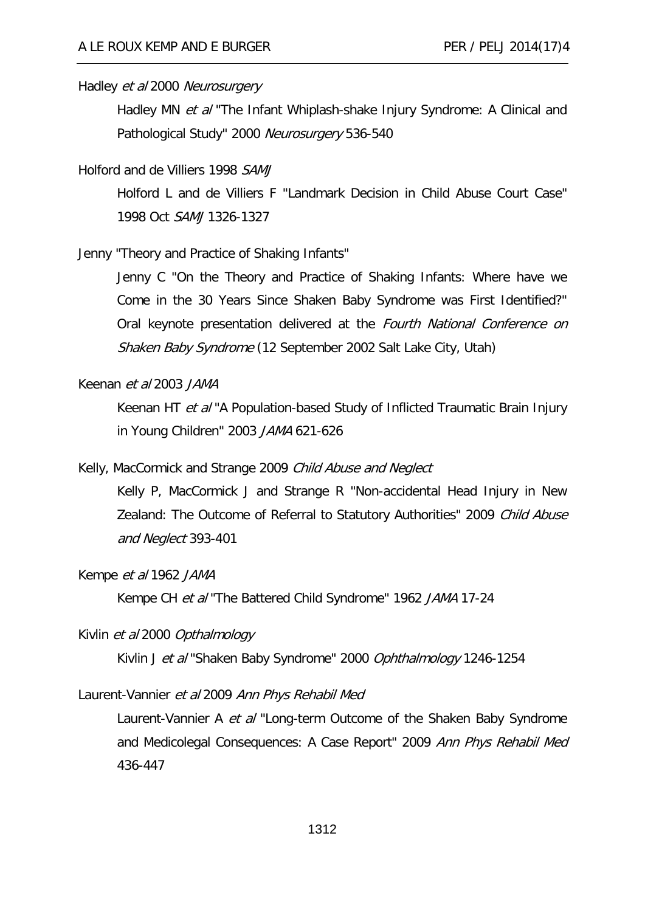Hadley *et al* 2000 *Neurosurgery*

Hadley MN *et al* "The Infant Whiplash-shake Injury Syndrome: A Clinical and Pathological Study" 2000 *Neurosurgery* 536-540

Holford and de Villiers 1998 *SAMJ*

Holford L and de Villiers F "Landmark Decision in Child Abuse Court Case" 1998 Oct *SAMJ* 1326-1327

Jenny "Theory and Practice of Shaking Infants"

Jenny C "On the Theory and Practice of Shaking Infants: Where have we Come in the 30 Years Since Shaken Baby Syndrome was First Identified?" Oral keynote presentation delivered at the *Fourth National Conference on Shaken Baby Syndrome* (12 September 2002 Salt Lake City, Utah)

Keenan *et al* 2003 *JAMA*

Keenan HT *et al* "A Population-based Study of Inflicted Traumatic Brain Injury in Young Children" 2003 *JAMA* 621-626

Kelly, MacCormick and Strange 2009 *Child Abuse and Neglect*

Kelly P, MacCormick J and Strange R "Non-accidental Head Injury in New Zealand: The Outcome of Referral to Statutory Authorities" 2009 *Child Abuse and Neglect* 393-401

Kempe *et al* 1962 *JAMA*

Kempe CH *et al* "The Battered Child Syndrome" 1962 *JAMA* 17-24

Kivlin *et al* 2000 *Opthalmology*

Kivlin J *et al* "Shaken Baby Syndrome" 2000 *Ophthalmology* 1246-1254

Laurent-Vannier *et al* 2009 *Ann Phys Rehabil Med*

Laurent-Vannier A *et al* "Long-term Outcome of the Shaken Baby Syndrome and Medicolegal Consequences: A Case Report" 2009 *Ann Phys Rehabil Med* 436-447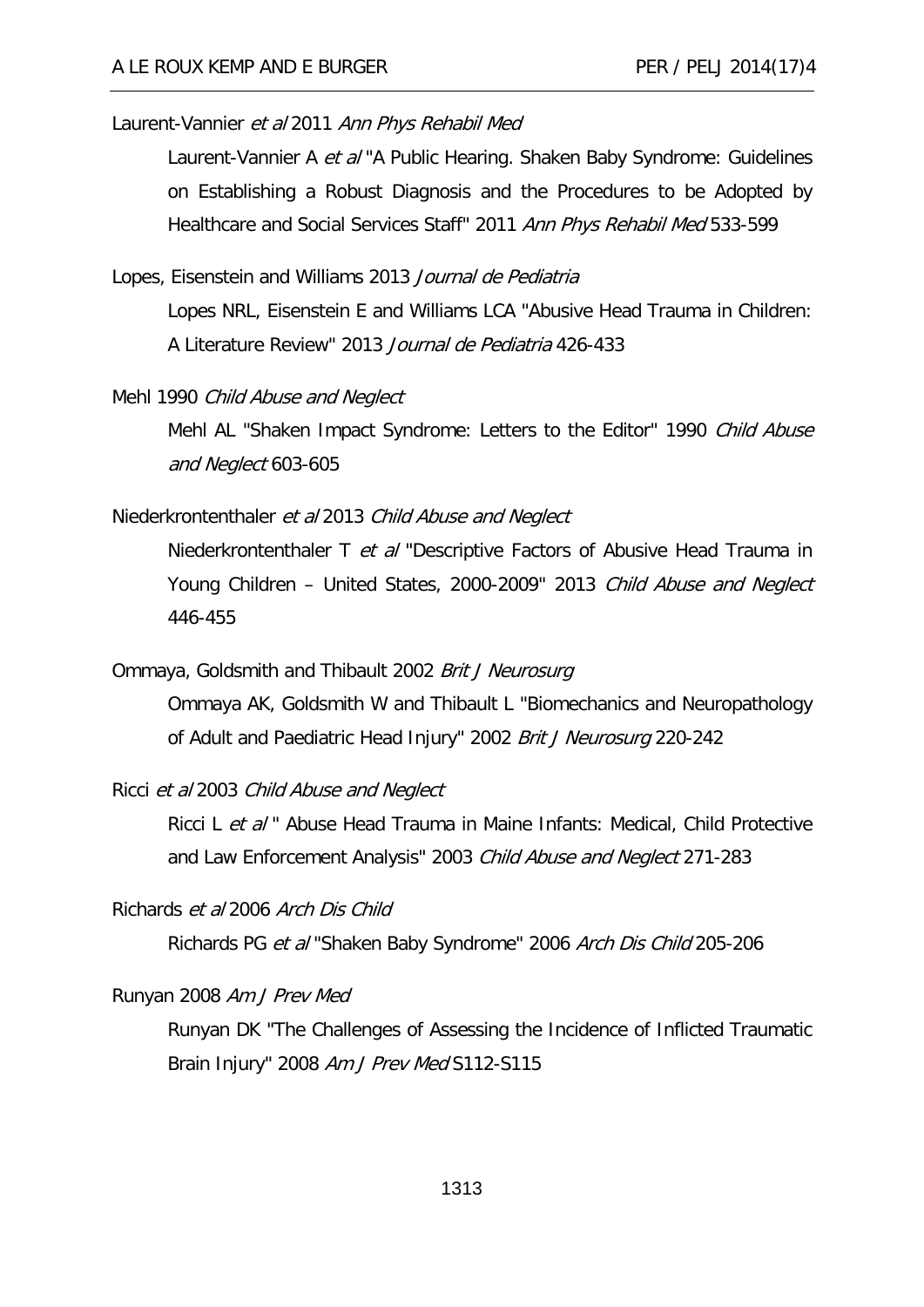Laurent-Vannier *et al* 2011 *Ann Phys Rehabil Med*

Laurent-Vannier A *et al* "A Public Hearing. Shaken Baby Syndrome: Guidelines on Establishing a Robust Diagnosis and the Procedures to be Adopted by Healthcare and Social Services Staff" 2011 *Ann Phys Rehabil Med* 533-599

Lopes, Eisenstein and Williams 2013 *Journal de Pediatria*

Lopes NRL, Eisenstein E and Williams LCA "Abusive Head Trauma in Children: A Literature Review" 2013 *Journal de Pediatria* 426-433

Mehl 1990 *Child Abuse and Neglect*

Mehl AL "Shaken Impact Syndrome: Letters to the Editor" 1990 *Child Abuse and Neglect* 603-605

Niederkrontenthaler *et al* 2013 *Child Abuse and Neglect*

Niederkrontenthaler T *et al* "Descriptive Factors of Abusive Head Trauma in Young Children – United States, 2000-2009" 2013 *Child Abuse and Neglect* 446-455

Ommaya, Goldsmith and Thibault 2002 *Brit J Neurosurg*

Ommaya AK, Goldsmith W and Thibault L "Biomechanics and Neuropathology of Adult and Paediatric Head Injury" 2002 *Brit J Neurosurg* 220-242

Ricci *et al* 2003 *Child Abuse and Neglect*

Ricci L *et al* " Abuse Head Trauma in Maine Infants: Medical, Child Protective and Law Enforcement Analysis" 2003 *Child Abuse and Neglect* 271-283

Richards *et al* 2006 *Arch Dis Child*

Richards PG *et al* "Shaken Baby Syndrome" 2006 *Arch Dis Child* 205-206

Runyan 2008 *Am J Prev Med*

Runyan DK "The Challenges of Assessing the Incidence of Inflicted Traumatic Brain Injury" 2008 *Am J Prev Med* S112-S115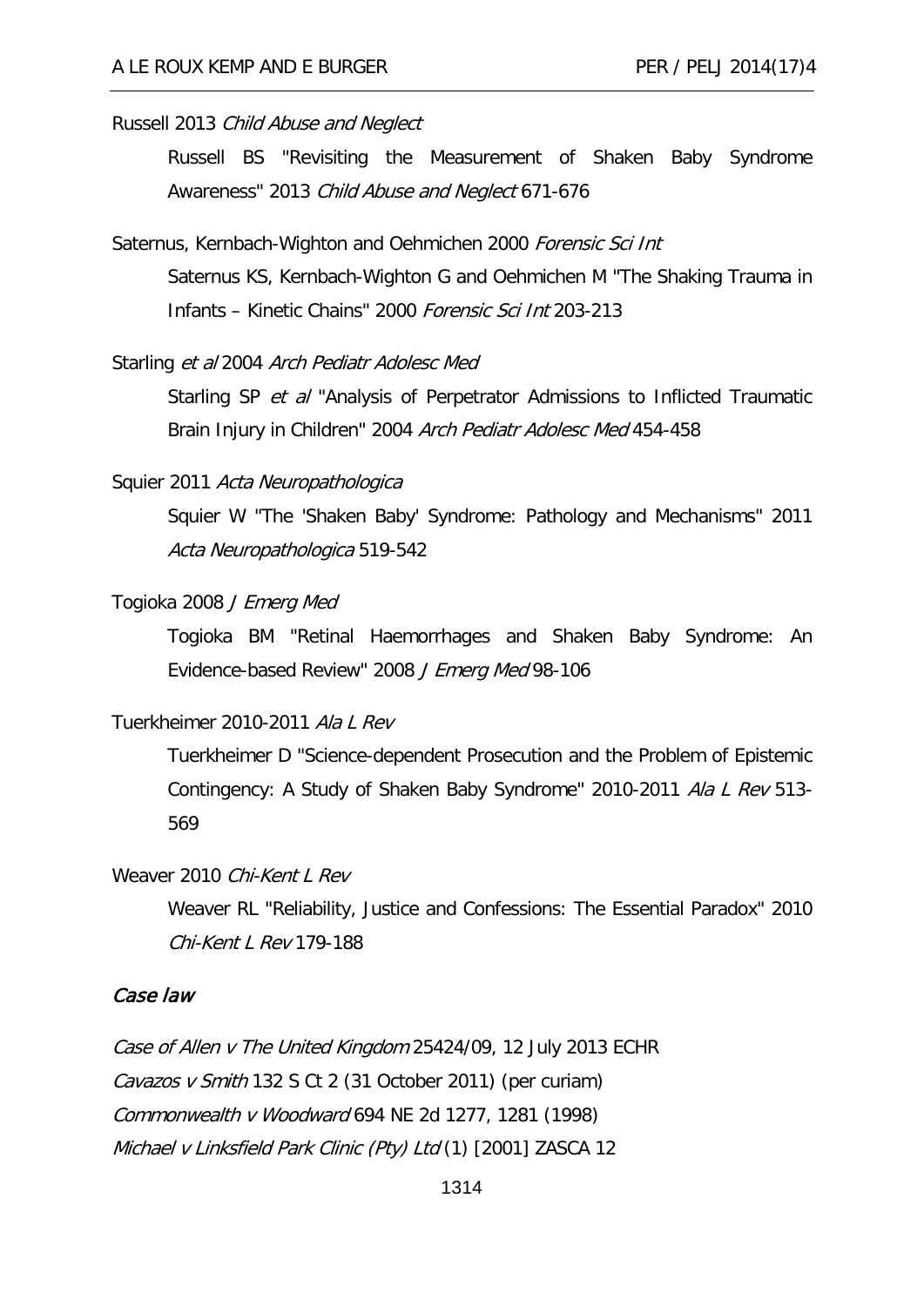Russell 2013 *Child Abuse and Neglect*

Russell BS "Revisiting the Measurement of Shaken Baby Syndrome Awareness" 2013 *Child Abuse and Neglect* 671-676

Saternus, Kernbach-Wighton and Oehmichen 2000 *Forensic Sci Int*

Saternus KS, Kernbach-Wighton G and Oehmichen M "The Shaking Trauma in Infants – Kinetic Chains" 2000 *Forensic Sci Int* 203-213

Starling *et al* 2004 *Arch Pediatr Adolesc Med*

Starling SP *et al* "Analysis of Perpetrator Admissions to Inflicted Traumatic Brain Injury in Children" 2004 *Arch Pediatr Adolesc Med* 454-458

Squier 2011 *Acta Neuropathologica*

Squier W "The 'Shaken Baby' Syndrome: Pathology and Mechanisms" 2011 *Acta Neuropathologica* 519-542

Togioka 2008 *J Emerg Med*

Togioka BM "Retinal Haemorrhages and Shaken Baby Syndrome: An Evidence-based Review" 2008 *J Emerg Med* 98-106

Tuerkheimer 2010-2011 *Ala L Rev*

Tuerkheimer D "Science-dependent Prosecution and the Problem of Epistemic Contingency: A Study of Shaken Baby Syndrome" 2010-2011 *Ala L Rev* 513-569

Weaver 2010 *Chi-Kent L Rev*

Weaver RL "Reliability, Justice and Confessions: The Essential Paradox" 2010 *Chi-Kent L Rev* 179-188

## *Case law*

*Case of Allen v The United Kingdom* 25424/09, 12 July 2013 ECHR

*Cavazos v Smith* 132 S Ct 2 (31 October 2011) (per curiam)

*Commonwealth v Woodward* 694 NE 2d 1277, 1281 (1998)

*Michael v Linksfield Park Clinic (Pty) Ltd* (1) [2001] ZASCA 12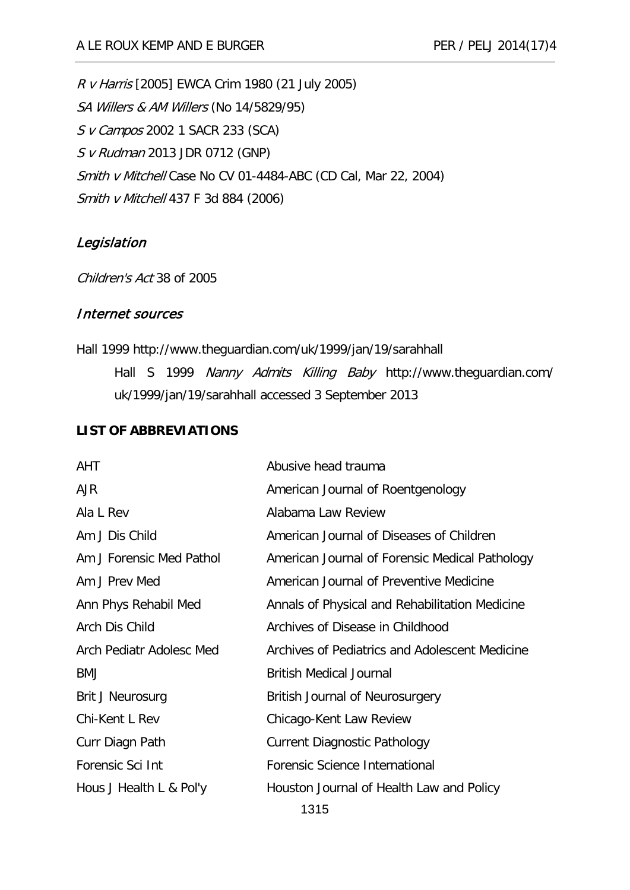*R v Harris* [2005] EWCA Crim 1980 (21 July 2005)

*SA Willers & AM Willers* (No 14/5829/95)

*S v Campos* 2002 1 SACR 233 (SCA)

*S v Rudman* 2013 JDR 0712 (GNP)

*Smith v Mitchell* Case No CV 01-4484-ABC (CD Cal, Mar 22, 2004)

*Smith v Mitchell* 437 F 3d 884 (2006)

## *Legislation*

*Children's Act* 38 of 2005

## *Internet sources*

Hall 1999 http://www.theguardian.com/uk/1999/jan/19/sarahhall

Hall S 1999 *Nanny Admits Killing Baby* http://www.theguardian.com/uk/1999/jan/19/sarahhall accessed 3 September 2013

## **LIST OF ABBREVIATIONS**

| | |
|---|---|
| AHT | Abusive head trauma |
| AJR | American Journal of Roentgenology |
| Ala L Rev | Alabama Law Review |
| Am J Dis Child | American Journal of Diseases of Children |
| Am J Forensic Med Pathol | American Journal of Forensic Medical Pathology |
| Am J Prev Med | American Journal of Preventive Medicine |
| Ann Phys Rehabil Med | Annals of Physical and Rehabilitation Medicine |
| Arch Dis Child | Archives of Disease in Childhood |
| Arch Pediatr Adolesc Med | Archives of Pediatrics and Adolescent Medicine |
| BMJ | British Medical Journal |
| Brit J Neurosurg | British Journal of Neurosurgery |
| Chi-Kent L Rev | Chicago-Kent Law Review |
| Curr Diagn Path | Current Diagnostic Pathology |
| Forensic Sci Int | Forensic Science International |
| Hous J Health L & Pol'y | Houston Journal of Health Law and Policy |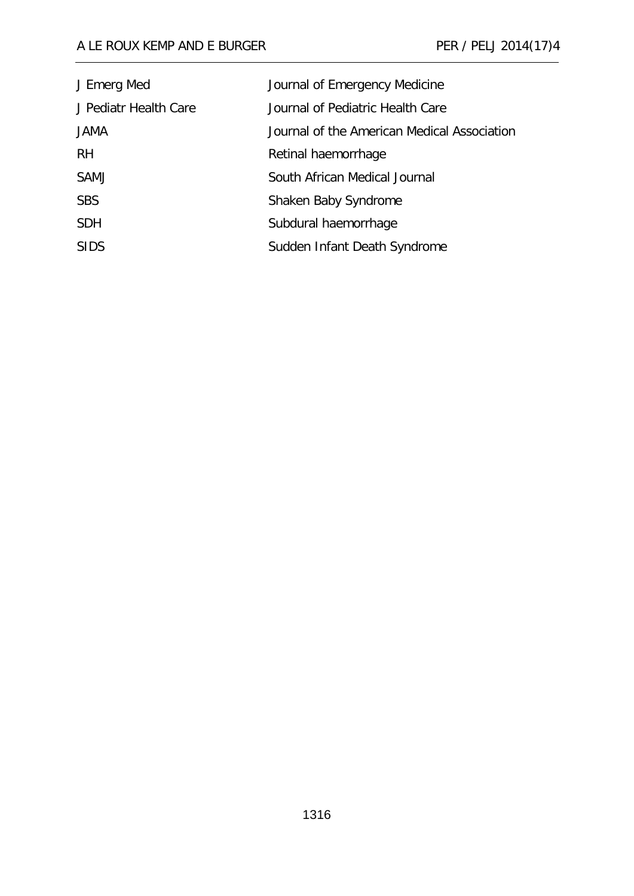| | |
|---|---|
| J Emerg Med | Journal of Emergency Medicine |
| J Pediatr Health Care | Journal of Pediatric Health Care |
| JAMA | Journal of the American Medical Association |
| RH | Retinal haemorrhage |
| SAMJ | South African Medical Journal |
| SBS | Shaken Baby Syndrome |
| SDH | Subdural haemorrhage |
| SIDS | Sudden Infant Death Syndrome |